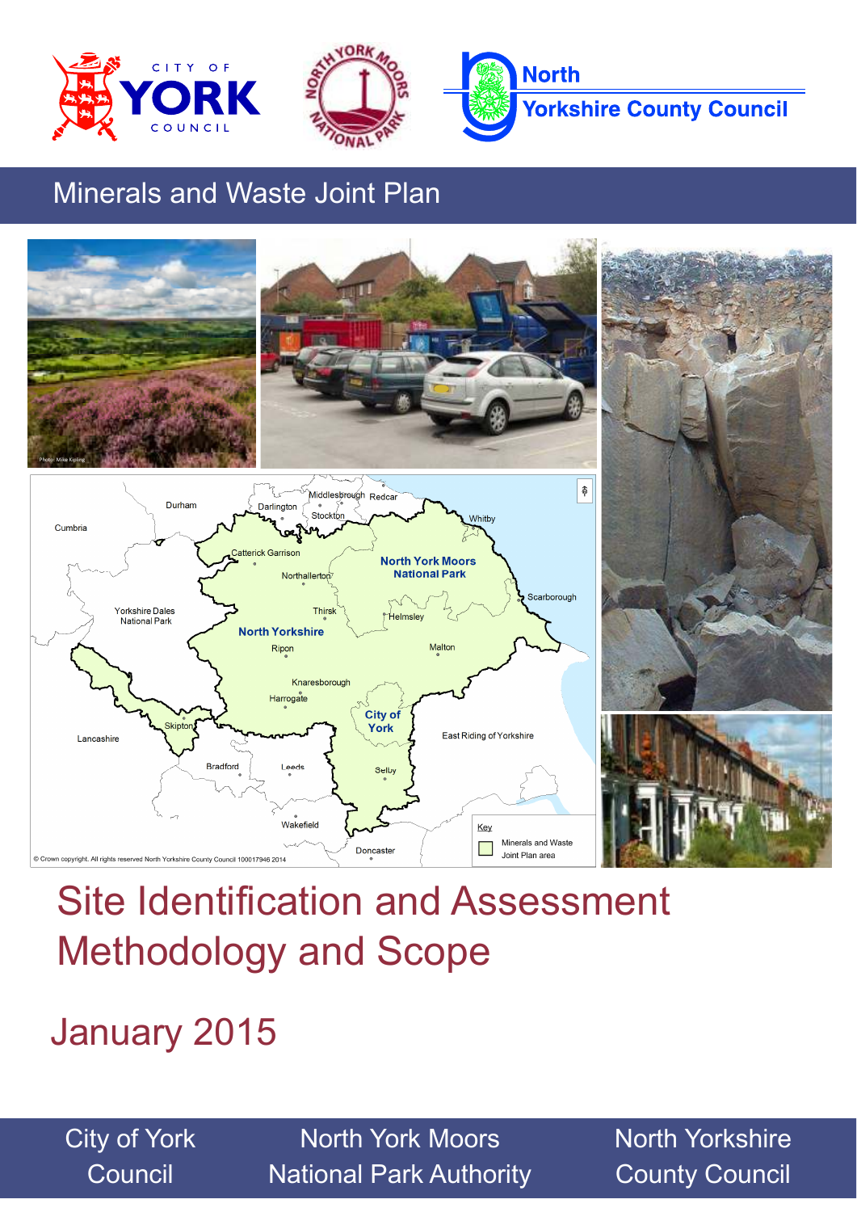Minerals and Waste Joint Plan

# Site Identification and Assessment Methodology and Scope

## January 2015

City of York Council

North York Moors National Park Authority

North Yorkshire County Council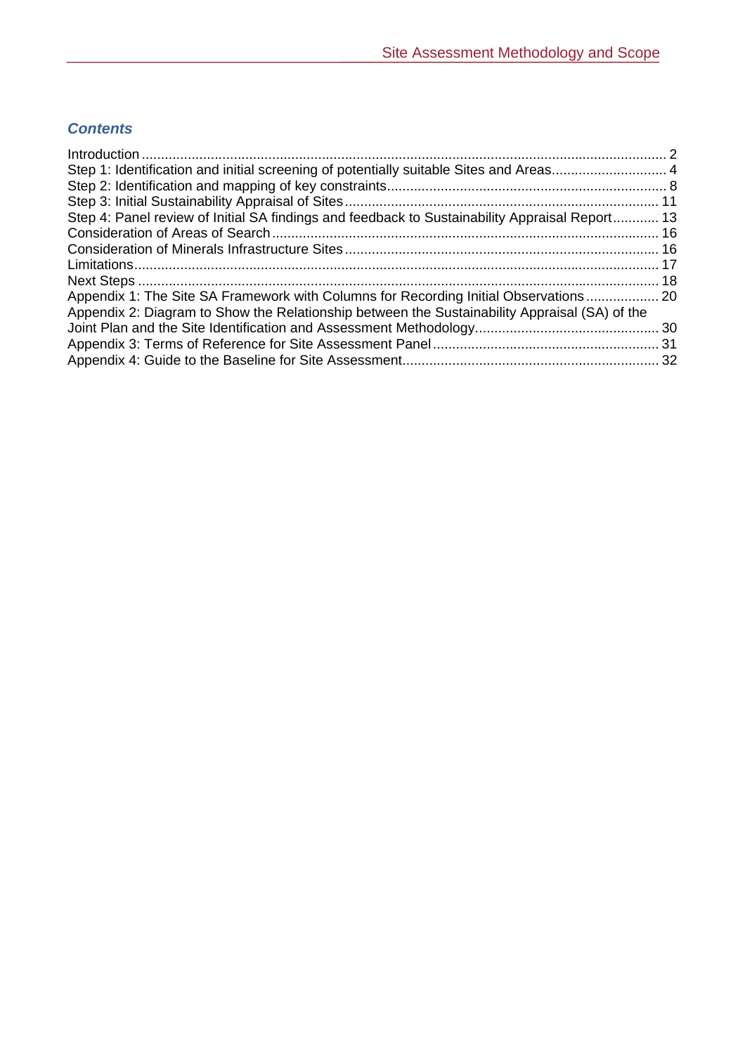### *Contents*

Introduction ........................................................................................................................................ 2
Step 1: Identification and initial screening of potentially suitable Sites and Areas.............................. 4
Step 2: Identification and mapping of key constraints........................................................................ 8
Step 3: Initial Sustainability Appraisal of Sites ................................................................................. 11
Step 4: Panel review of Initial SA findings and feedback to Sustainability Appraisal Report............ 13
Consideration of Areas of Search .................................................................................................... 16
Consideration of Minerals Infrastructure Sites ................................................................................. 16
Limitations........................................................................................................................................ 17
Next Steps ....................................................................................................................................... 18
Appendix 1: The Site SA Framework with Columns for Recording Initial Observations ................... 20
Appendix 2: Diagram to Show the Relationship between the Sustainability Appraisal (SA) of the Joint Plan and the Site Identification and Assessment Methodology................................................ 30
Appendix 3: Terms of Reference for Site Assessment Panel ........................................................... 31
Appendix 4: Guide to the Baseline for Site Assessment................................................................... 32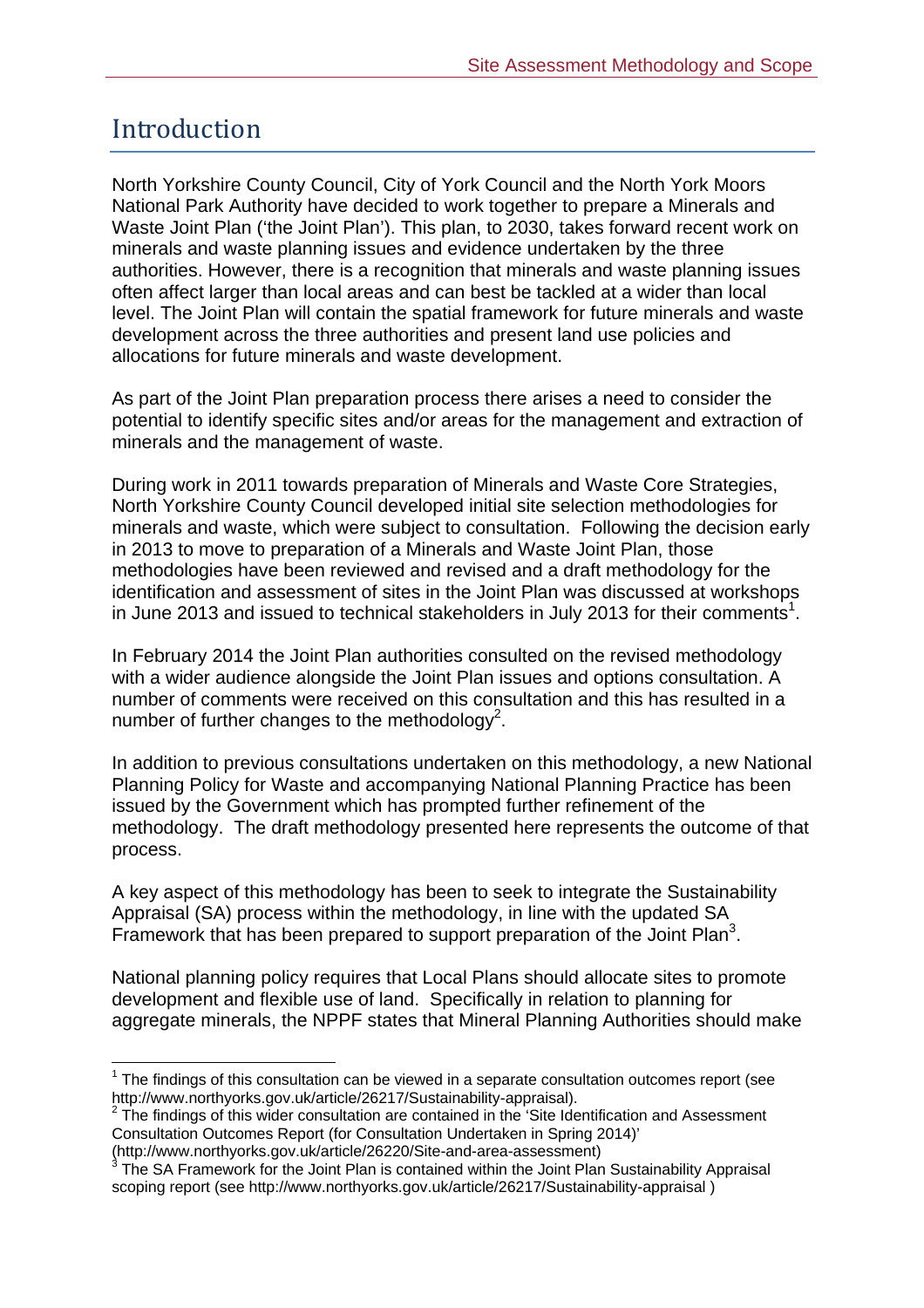# Introduction

North Yorkshire County Council, City of York Council and the North York Moors National Park Authority have decided to work together to prepare a Minerals and Waste Joint Plan ('the Joint Plan'). This plan, to 2030, takes forward recent work on minerals and waste planning issues and evidence undertaken by the three authorities. However, there is a recognition that minerals and waste planning issues often affect larger than local areas and can best be tackled at a wider than local level. The Joint Plan will contain the spatial framework for future minerals and waste development across the three authorities and present land use policies and allocations for future minerals and waste development.

As part of the Joint Plan preparation process there arises a need to consider the potential to identify specific sites and/or areas for the management and extraction of minerals and the management of waste.

During work in 2011 towards preparation of Minerals and Waste Core Strategies, North Yorkshire County Council developed initial site selection methodologies for minerals and waste, which were subject to consultation. Following the decision early in 2013 to move to preparation of a Minerals and Waste Joint Plan, those methodologies have been reviewed and revised and a draft methodology for the identification and assessment of sites in the Joint Plan was discussed at workshops in June 2013 and issued to technical stakeholders in July 2013 for their comments[1].

In February 2014 the Joint Plan authorities consulted on the revised methodology with a wider audience alongside the Joint Plan issues and options consultation. A number of comments were received on this consultation and this has resulted in a number of further changes to the methodology[2].

In addition to previous consultations undertaken on this methodology, a new National Planning Policy for Waste and accompanying National Planning Practice has been issued by the Government which has prompted further refinement of the methodology. The draft methodology presented here represents the outcome of that process.

A key aspect of this methodology has been to seek to integrate the Sustainability Appraisal (SA) process within the methodology, in line with the updated SA Framework that has been prepared to support preparation of the Joint Plan[3].

National planning policy requires that Local Plans should allocate sites to promote development and flexible use of land. Specifically in relation to planning for aggregate minerals, the NPPF states that Mineral Planning Authorities should make

---

[1] The findings of this consultation can be viewed in a separate consultation outcomes report (see http://www.northyorks.gov.uk/article/26217/Sustainability-appraisal).

[2] The findings of this wider consultation are contained in the 'Site Identification and Assessment Consultation Outcomes Report (for Consultation Undertaken in Spring 2014)' (http://www.northyorks.gov.uk/article/26220/Site-and-area-assessment)

[3] The SA Framework for the Joint Plan is contained within the Joint Plan Sustainability Appraisal scoping report (see http://www.northyorks.gov.uk/article/26217/Sustainability-appraisal )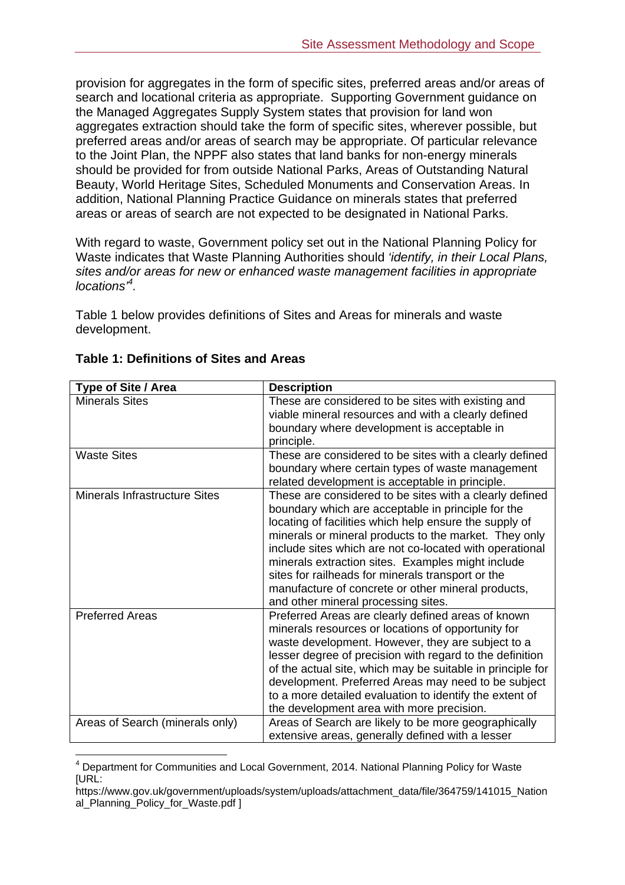provision for aggregates in the form of specific sites, preferred areas and/or areas of search and locational criteria as appropriate. Supporting Government guidance on the Managed Aggregates Supply System states that provision for land won aggregates extraction should take the form of specific sites, wherever possible, but preferred areas and/or areas of search may be appropriate. Of particular relevance to the Joint Plan, the NPPF also states that land banks for non-energy minerals should be provided for from outside National Parks, Areas of Outstanding Natural Beauty, World Heritage Sites, Scheduled Monuments and Conservation Areas. In addition, National Planning Practice Guidance on minerals states that preferred areas or areas of search are not expected to be designated in National Parks.

With regard to waste, Government policy set out in the National Planning Policy for Waste indicates that Waste Planning Authorities should *'identify, in their Local Plans, sites and/or areas for new or enhanced waste management facilities in appropriate locations'*[4].

Table 1 below provides definitions of Sites and Areas for minerals and waste development.

**Table 1: Definitions of Sites and Areas**

| Type of Site / Area | Description |
|---|---|
| Minerals Sites | These are considered to be sites with existing and viable mineral resources and with a clearly defined boundary where development is acceptable in principle. |
| Waste Sites | These are considered to be sites with a clearly defined boundary where certain types of waste management related development is acceptable in principle. |
| Minerals Infrastructure Sites | These are considered to be sites with a clearly defined boundary which are acceptable in principle for the locating of facilities which help ensure the supply of minerals or mineral products to the market. They only include sites which are not co-located with operational minerals extraction sites. Examples might include sites for railheads for minerals transport or the manufacture of concrete or other mineral products, and other mineral processing sites. |
| Preferred Areas | Preferred Areas are clearly defined areas of known minerals resources or locations of opportunity for waste development. However, they are subject to a lesser degree of precision with regard to the definition of the actual site, which may be suitable in principle for development. Preferred Areas may need to be subject to a more detailed evaluation to identify the extent of the development area with more precision. |
| Areas of Search (minerals only) | Areas of Search are likely to be more geographically extensive areas, generally defined with a lesser |

[4] Department for Communities and Local Government, 2014. National Planning Policy for Waste [URL: https://www.gov.uk/government/uploads/system/uploads/attachment_data/file/364759/141015_National_Planning_Policy_for_Waste.pdf ]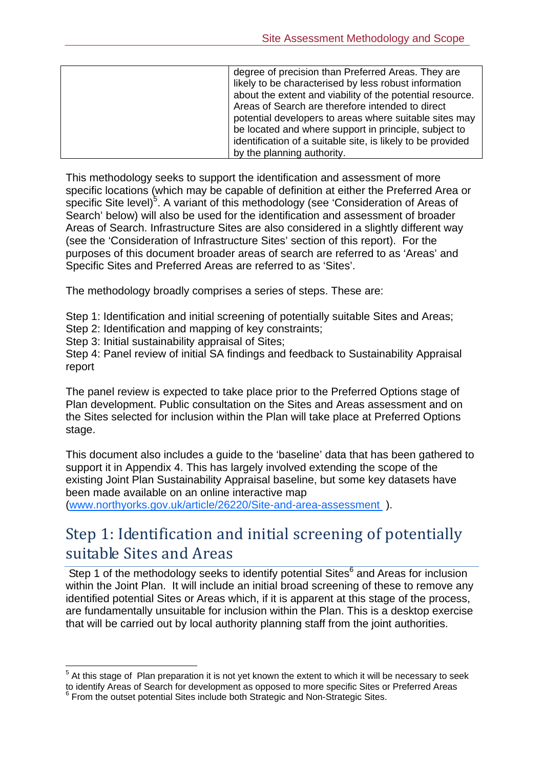| | |
|---|---|
| | degree of precision than Preferred Areas. They are likely to be characterised by less robust information about the extent and viability of the potential resource. Areas of Search are therefore intended to direct potential developers to areas where suitable sites may be located and where support in principle, subject to identification of a suitable site, is likely to be provided by the planning authority. |

This methodology seeks to support the identification and assessment of more specific locations (which may be capable of definition at either the Preferred Area or specific Site level)[5]. A variant of this methodology (see 'Consideration of Areas of Search' below) will also be used for the identification and assessment of broader Areas of Search. Infrastructure Sites are also considered in a slightly different way (see the 'Consideration of Infrastructure Sites' section of this report). For the purposes of this document broader areas of search are referred to as 'Areas' and Specific Sites and Preferred Areas are referred to as 'Sites'.

The methodology broadly comprises a series of steps. These are:

Step 1: Identification and initial screening of potentially suitable Sites and Areas;
Step 2: Identification and mapping of key constraints;
Step 3: Initial sustainability appraisal of Sites;
Step 4: Panel review of initial SA findings and feedback to Sustainability Appraisal report

The panel review is expected to take place prior to the Preferred Options stage of Plan development. Public consultation on the Sites and Areas assessment and on the Sites selected for inclusion within the Plan will take place at Preferred Options stage.

This document also includes a guide to the 'baseline' data that has been gathered to support it in Appendix 4. This has largely involved extending the scope of the existing Joint Plan Sustainability Appraisal baseline, but some key datasets have been made available on an online interactive map (www.northyorks.gov.uk/article/26220/Site-and-area-assessment ).

## Step 1: Identification and initial screening of potentially suitable Sites and Areas

Step 1 of the methodology seeks to identify potential Sites[6] and Areas for inclusion within the Joint Plan. It will include an initial broad screening of these to remove any identified potential Sites or Areas which, if it is apparent at this stage of the process, are fundamentally unsuitable for inclusion within the Plan. This is a desktop exercise that will be carried out by local authority planning staff from the joint authorities.

---

[5] At this stage of Plan preparation it is not yet known the extent to which it will be necessary to seek to identify Areas of Search for development as opposed to more specific Sites or Preferred Areas

[6] From the outset potential Sites include both Strategic and Non-Strategic Sites.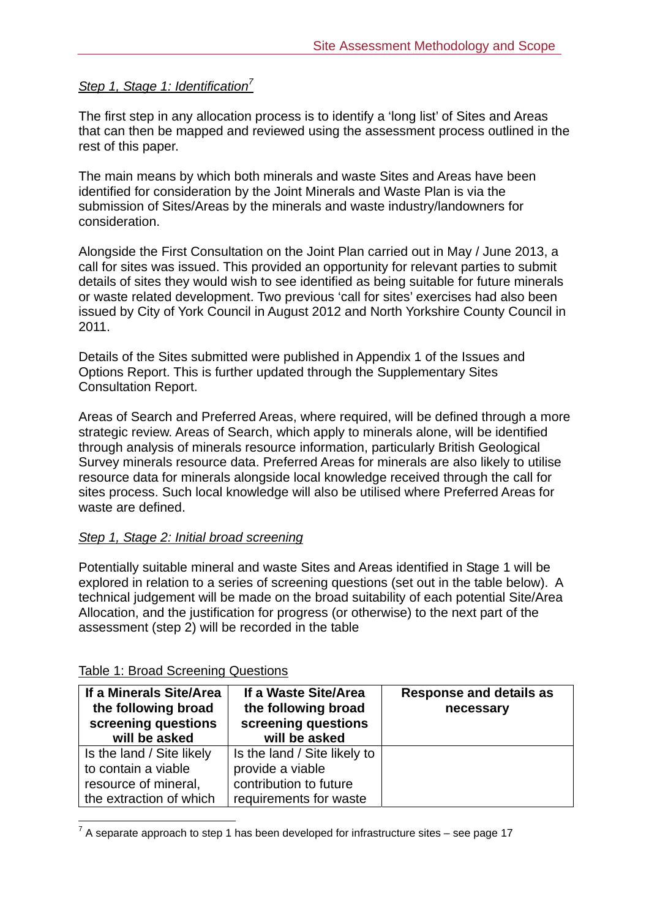*Step 1, Stage 1: Identification*[7]

The first step in any allocation process is to identify a 'long list' of Sites and Areas that can then be mapped and reviewed using the assessment process outlined in the rest of this paper.

The main means by which both minerals and waste Sites and Areas have been identified for consideration by the Joint Minerals and Waste Plan is via the submission of Sites/Areas by the minerals and waste industry/landowners for consideration.

Alongside the First Consultation on the Joint Plan carried out in May / June 2013, a call for sites was issued. This provided an opportunity for relevant parties to submit details of sites they would wish to see identified as being suitable for future minerals or waste related development. Two previous 'call for sites' exercises had also been issued by City of York Council in August 2012 and North Yorkshire County Council in 2011.

Details of the Sites submitted were published in Appendix 1 of the Issues and Options Report. This is further updated through the Supplementary Sites Consultation Report.

Areas of Search and Preferred Areas, where required, will be defined through a more strategic review. Areas of Search, which apply to minerals alone, will be identified through analysis of minerals resource information, particularly British Geological Survey minerals resource data. Preferred Areas for minerals are also likely to utilise resource data for minerals alongside local knowledge received through the call for sites process. Such local knowledge will also be utilised where Preferred Areas for waste are defined.

*Step 1, Stage 2: Initial broad screening*

Potentially suitable mineral and waste Sites and Areas identified in Stage 1 will be explored in relation to a series of screening questions (set out in the table below). A technical judgement will be made on the broad suitability of each potential Site/Area Allocation, and the justification for progress (or otherwise) to the next part of the assessment (step 2) will be recorded in the table

Table 1: Broad Screening Questions

| If a Minerals Site/Area the following broad screening questions will be asked | If a Waste Site/Area the following broad screening questions will be asked | Response and details as necessary |
|---|---|---|
| Is the land / Site likely to contain a viable resource of mineral, the extraction of which | Is the land / Site likely to provide a viable contribution to future requirements for waste | |

[7] A separate approach to step 1 has been developed for infrastructure sites – see page 17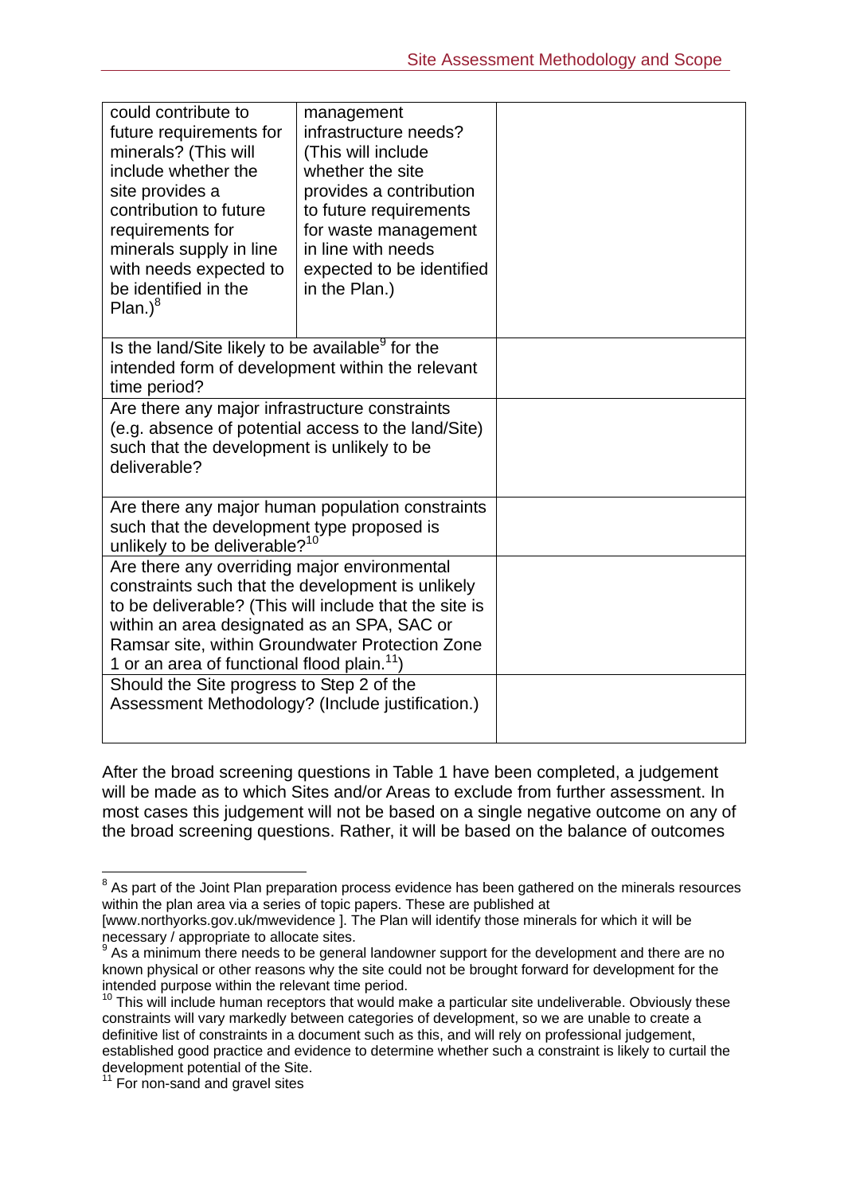| could contribute to future requirements for minerals? (This will include whether the site provides a contribution to future requirements for minerals supply in line with needs expected to be identified in the Plan.)[8] | management infrastructure needs? (This will include whether the site provides a contribution to future requirements for waste management in line with needs expected to be identified in the Plan.) | |
|---|---|---|
| Is the land/Site likely to be available[9] for the intended form of development within the relevant time period? | | |
| Are there any major infrastructure constraints (e.g. absence of potential access to the land/Site) such that the development is unlikely to be deliverable? | | |
| Are there any major human population constraints such that the development type proposed is unlikely to be deliverable?[10] | | |
| Are there any overriding major environmental constraints such that the development is unlikely to be deliverable? (This will include that the site is within an area designated as an SPA, SAC or Ramsar site, within Groundwater Protection Zone 1 or an area of functional flood plain.[11]) | | |
| Should the Site progress to Step 2 of the Assessment Methodology? (Include justification.) | | |

After the broad screening questions in Table 1 have been completed, a judgement will be made as to which Sites and/or Areas to exclude from further assessment. In most cases this judgement will not be based on a single negative outcome on any of the broad screening questions. Rather, it will be based on the balance of outcomes

---

[8] As part of the Joint Plan preparation process evidence has been gathered on the minerals resources within the plan area via a series of topic papers. These are published at [www.northyorks.gov.uk/mwevidence ]. The Plan will identify those minerals for which it will be necessary / appropriate to allocate sites.

[9] As a minimum there needs to be general landowner support for the development and there are no known physical or other reasons why the site could not be brought forward for development for the intended purpose within the relevant time period.

[10] This will include human receptors that would make a particular site undeliverable. Obviously these constraints will vary markedly between categories of development, so we are unable to create a definitive list of constraints in a document such as this, and will rely on professional judgement, established good practice and evidence to determine whether such a constraint is likely to curtail the development potential of the Site.

[11] For non-sand and gravel sites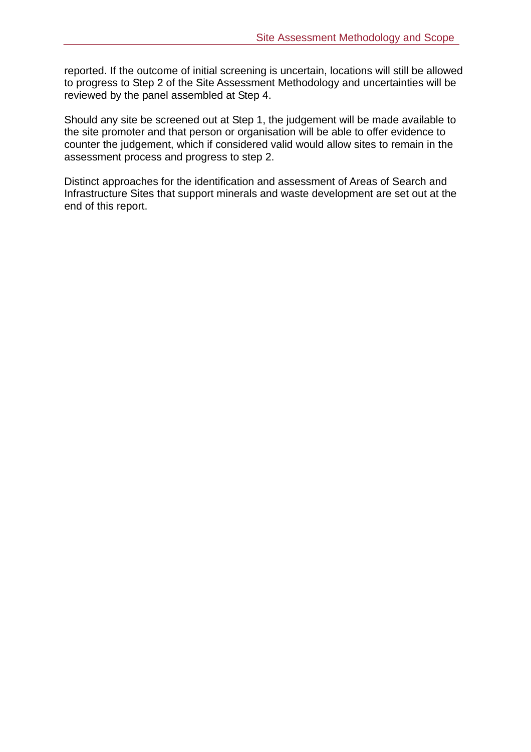reported. If the outcome of initial screening is uncertain, locations will still be allowed to progress to Step 2 of the Site Assessment Methodology and uncertainties will be reviewed by the panel assembled at Step 4.

Should any site be screened out at Step 1, the judgement will be made available to the site promoter and that person or organisation will be able to offer evidence to counter the judgement, which if considered valid would allow sites to remain in the assessment process and progress to step 2.

Distinct approaches for the identification and assessment of Areas of Search and Infrastructure Sites that support minerals and waste development are set out at the end of this report.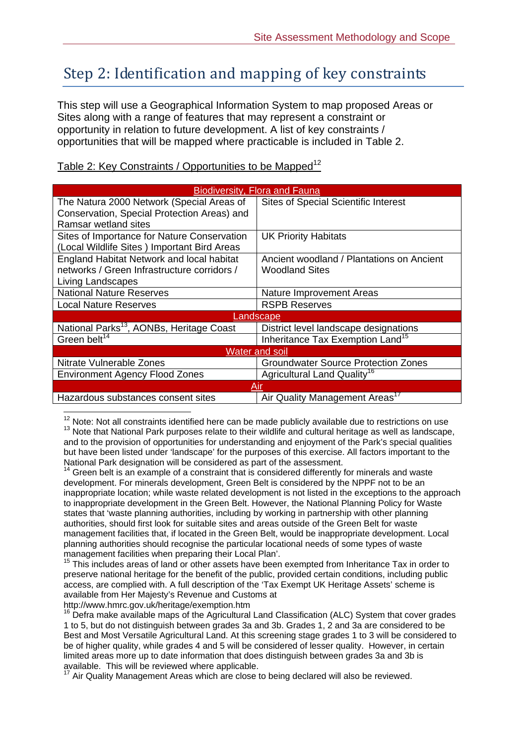## Step 2: Identification and mapping of key constraints

This step will use a Geographical Information System to map proposed Areas or Sites along with a range of features that may represent a constraint or opportunity in relation to future development. A list of key constraints / opportunities that will be mapped where practicable is included in Table 2.

Table 2: Key Constraints / Opportunities to be Mapped[12]

| Biodiversity, Flora and Fauna | |
|---|---|
| The Natura 2000 Network (Special Areas of Conservation, Special Protection Areas) and Ramsar wetland sites | Sites of Special Scientific Interest |
| Sites of Importance for Nature Conservation (Local Wildlife Sites ) Important Bird Areas | UK Priority Habitats |
| England Habitat Network and local habitat networks / Green Infrastructure corridors / Living Landscapes | Ancient woodland / Plantations on Ancient Woodland Sites |
| National Nature Reserves | Nature Improvement Areas |
| Local Nature Reserves | RSPB Reserves |
| **Landscape** | |
| National Parks[13], AONBs, Heritage Coast | District level landscape designations |
| Green belt[14] | Inheritance Tax Exemption Land[15] |
| **Water and soil** | |
| Nitrate Vulnerable Zones | Groundwater Source Protection Zones |
| Environment Agency Flood Zones | Agricultural Land Quality[16] |
| **Air** | |
| Hazardous substances consent sites | Air Quality Management Areas[17] |

[12] Note: Not all constraints identified here can be made publicly available due to restrictions on use

[13] Note that National Park purposes relate to their wildlife and cultural heritage as well as landscape, and to the provision of opportunities for understanding and enjoyment of the Park's special qualities but have been listed under 'landscape' for the purposes of this exercise. All factors important to the National Park designation will be considered as part of the assessment.

[14] Green belt is an example of a constraint that is considered differently for minerals and waste development. For minerals development, Green Belt is considered by the NPPF not to be an inappropriate location; while waste related development is not listed in the exceptions to the approach to inappropriate development in the Green Belt. However, the National Planning Policy for Waste states that 'waste planning authorities, including by working in partnership with other planning authorities, should first look for suitable sites and areas outside of the Green Belt for waste management facilities that, if located in the Green Belt, would be inappropriate development. Local planning authorities should recognise the particular locational needs of some types of waste management facilities when preparing their Local Plan'.

[15] This includes areas of land or other assets have been exempted from Inheritance Tax in order to preserve national heritage for the benefit of the public, provided certain conditions, including public access, are complied with. A full description of the 'Tax Exempt UK Heritage Assets' scheme is available from Her Majesty's Revenue and Customs at http://www.hmrc.gov.uk/heritage/exemption.htm

[16] Defra make available maps of the Agricultural Land Classification (ALC) System that cover grades 1 to 5, but do not distinguish between grades 3a and 3b. Grades 1, 2 and 3a are considered to be Best and Most Versatile Agricultural Land. At this screening stage grades 1 to 3 will be considered to be of higher quality, while grades 4 and 5 will be considered of lesser quality. However, in certain limited areas more up to date information that does distinguish between grades 3a and 3b is available. This will be reviewed where applicable.

[17] Air Quality Management Areas which are close to being declared will also be reviewed.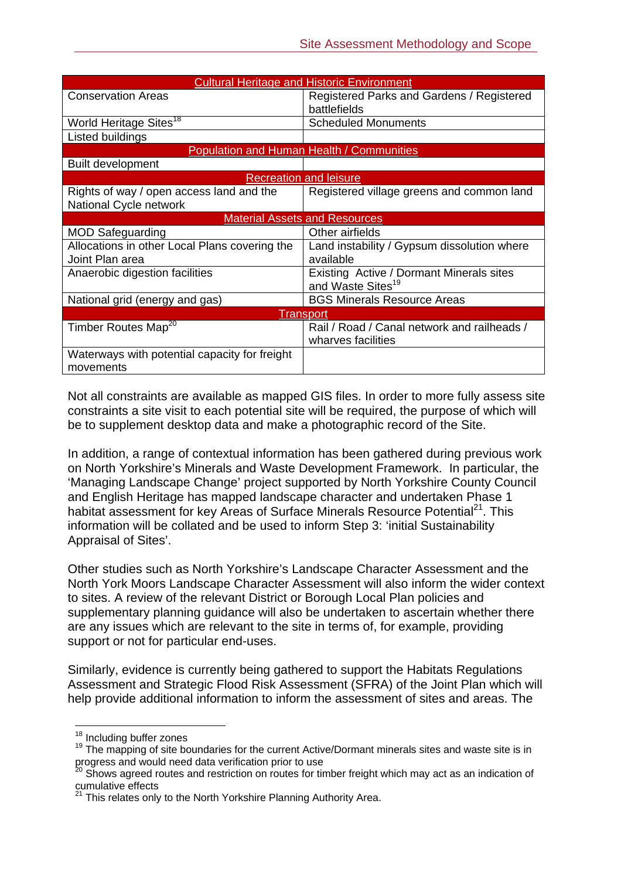| Cultural Heritage and Historic Environment | |
|---|---|
| Conservation Areas | Registered Parks and Gardens / Registered battlefields |
| World Heritage Sites[18] | Scheduled Monuments |
| Listed buildings | |
| **Population and Human Health / Communities** | |
| Built development | |
| **Recreation and leisure** | |
| Rights of way / open access land and the National Cycle network | Registered village greens and common land |
| **Material Assets and Resources** | |
| MOD Safeguarding | Other airfields |
| Allocations in other Local Plans covering the Joint Plan area | Land instability / Gypsum dissolution where available |
| Anaerobic digestion facilities | Existing Active / Dormant Minerals sites and Waste Sites[19] |
| National grid (energy and gas) | BGS Minerals Resource Areas |
| **Transport** | |
| Timber Routes Map[20] | Rail / Road / Canal network and railheads / wharves facilities |
| Waterways with potential capacity for freight movements | |

Not all constraints are available as mapped GIS files. In order to more fully assess site constraints a site visit to each potential site will be required, the purpose of which will be to supplement desktop data and make a photographic record of the Site.

In addition, a range of contextual information has been gathered during previous work on North Yorkshire's Minerals and Waste Development Framework. In particular, the 'Managing Landscape Change' project supported by North Yorkshire County Council and English Heritage has mapped landscape character and undertaken Phase 1 habitat assessment for key Areas of Surface Minerals Resource Potential[21]. This information will be collated and be used to inform Step 3: 'initial Sustainability Appraisal of Sites'.

Other studies such as North Yorkshire's Landscape Character Assessment and the North York Moors Landscape Character Assessment will also inform the wider context to sites. A review of the relevant District or Borough Local Plan policies and supplementary planning guidance will also be undertaken to ascertain whether there are any issues which are relevant to the site in terms of, for example, providing support or not for particular end-uses.

Similarly, evidence is currently being gathered to support the Habitats Regulations Assessment and Strategic Flood Risk Assessment (SFRA) of the Joint Plan which will help provide additional information to inform the assessment of sites and areas. The

---

[18] Including buffer zones

[19] The mapping of site boundaries for the current Active/Dormant minerals sites and waste site is in progress and would need data verification prior to use

[20] Shows agreed routes and restriction on routes for timber freight which may act as an indication of cumulative effects

[21] This relates only to the North Yorkshire Planning Authority Area.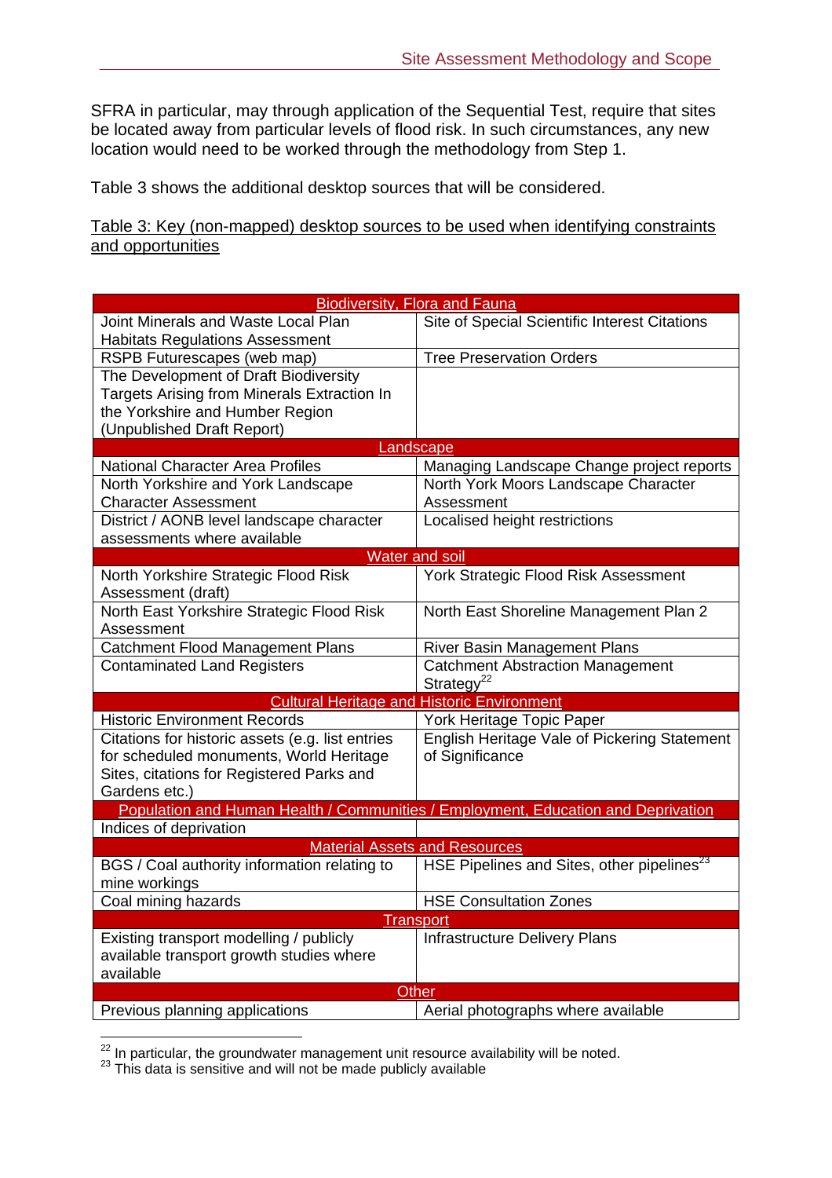SFRA in particular, may through application of the Sequential Test, require that sites be located away from particular levels of flood risk. In such circumstances, any new location would need to be worked through the methodology from Step 1.

Table 3 shows the additional desktop sources that will be considered.

Table 3: Key (non-mapped) desktop sources to be used when identifying constraints and opportunities

| Biodiversity, Flora and Fauna | |
|---|---|
| Joint Minerals and Waste Local Plan Habitats Regulations Assessment | Site of Special Scientific Interest Citations |
| RSPB Futurescapes (web map) | Tree Preservation Orders |
| The Development of Draft Biodiversity Targets Arising from Minerals Extraction In the Yorkshire and Humber Region (Unpublished Draft Report) | |
| **Landscape** | |
| National Character Area Profiles | Managing Landscape Change project reports |
| North Yorkshire and York Landscape Character Assessment | North York Moors Landscape Character Assessment |
| District / AONB level landscape character assessments where available | Localised height restrictions |
| **Water and soil** | |
| North Yorkshire Strategic Flood Risk Assessment (draft) | York Strategic Flood Risk Assessment |
| North East Yorkshire Strategic Flood Risk Assessment | North East Shoreline Management Plan 2 |
| Catchment Flood Management Plans | River Basin Management Plans |
| Contaminated Land Registers | Catchment Abstraction Management Strategy[22] |
| **Cultural Heritage and Historic Environment** | |
| Historic Environment Records | York Heritage Topic Paper |
| Citations for historic assets (e.g. list entries for scheduled monuments, World Heritage Sites, citations for Registered Parks and Gardens etc.) | English Heritage Vale of Pickering Statement of Significance |
| **Population and Human Health / Communities / Employment, Education and Deprivation** | |
| Indices of deprivation | |
| **Material Assets and Resources** | |
| BGS / Coal authority information relating to mine workings | HSE Pipelines and Sites, other pipelines[23] |
| Coal mining hazards | HSE Consultation Zones |
| **Transport** | |
| Existing transport modelling / publicly available transport growth studies where available | Infrastructure Delivery Plans |
| **Other** | |
| Previous planning applications | Aerial photographs where available |

[22] In particular, the groundwater management unit resource availability will be noted.
[23] This data is sensitive and will not be made publicly available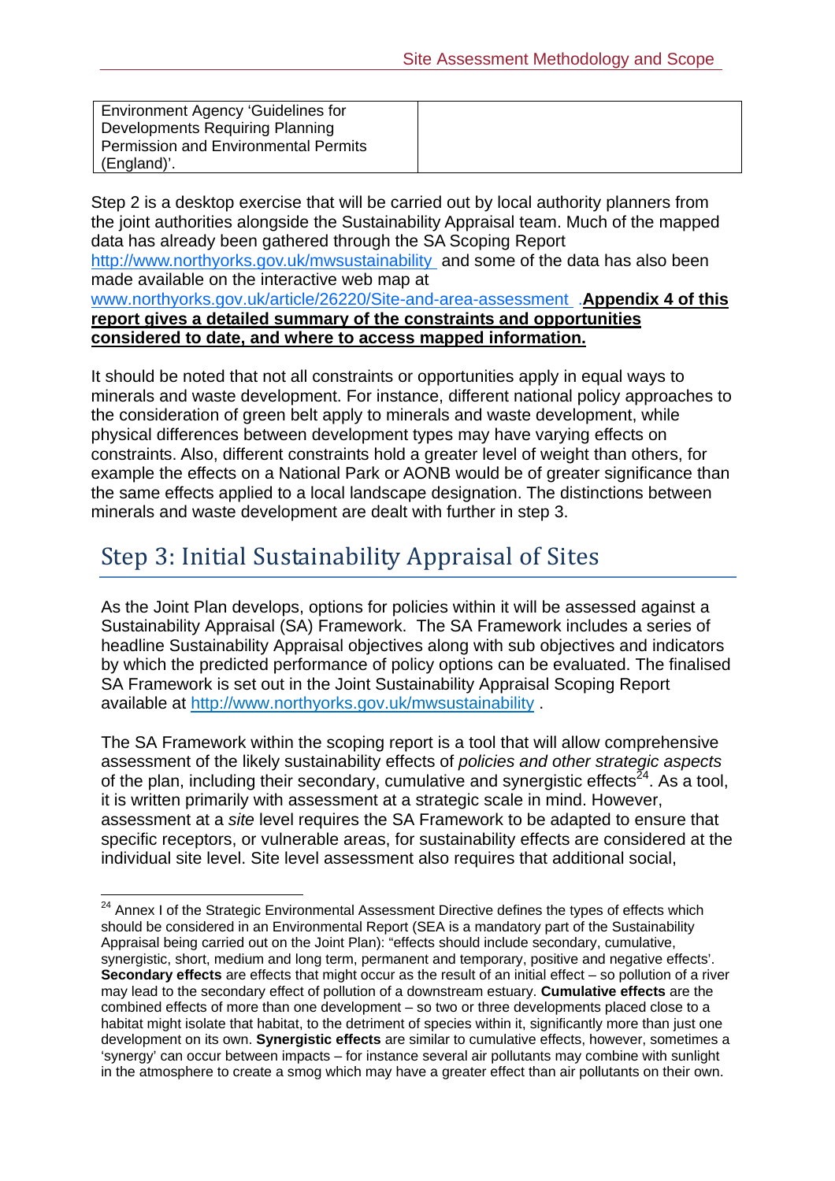| Environment Agency 'Guidelines for Developments Requiring Planning Permission and Environmental Permits (England)'. | |
|---|---|

Step 2 is a desktop exercise that will be carried out by local authority planners from the joint authorities alongside the Sustainability Appraisal team. Much of the mapped data has already been gathered through the SA Scoping Report http://www.northyorks.gov.uk/mwsustainability and some of the data has also been made available on the interactive web map at www.northyorks.gov.uk/article/26220/Site-and-area-assessment .**Appendix 4 of this report gives a detailed summary of the constraints and opportunities considered to date, and where to access mapped information.**

It should be noted that not all constraints or opportunities apply in equal ways to minerals and waste development. For instance, different national policy approaches to the consideration of green belt apply to minerals and waste development, while physical differences between development types may have varying effects on constraints. Also, different constraints hold a greater level of weight than others, for example the effects on a National Park or AONB would be of greater significance than the same effects applied to a local landscape designation. The distinctions between minerals and waste development are dealt with further in step 3.

## Step 3: Initial Sustainability Appraisal of Sites

As the Joint Plan develops, options for policies within it will be assessed against a Sustainability Appraisal (SA) Framework. The SA Framework includes a series of headline Sustainability Appraisal objectives along with sub objectives and indicators by which the predicted performance of policy options can be evaluated. The finalised SA Framework is set out in the Joint Sustainability Appraisal Scoping Report available at http://www.northyorks.gov.uk/mwsustainability .

The SA Framework within the scoping report is a tool that will allow comprehensive assessment of the likely sustainability effects of *policies and other strategic aspects* of the plan, including their secondary, cumulative and synergistic effects[24]. As a tool, it is written primarily with assessment at a strategic scale in mind. However, assessment at a *site* level requires the SA Framework to be adapted to ensure that specific receptors, or vulnerable areas, for sustainability effects are considered at the individual site level. Site level assessment also requires that additional social,

[24] Annex I of the Strategic Environmental Assessment Directive defines the types of effects which should be considered in an Environmental Report (SEA is a mandatory part of the Sustainability Appraisal being carried out on the Joint Plan): "effects should include secondary, cumulative, synergistic, short, medium and long term, permanent and temporary, positive and negative effects'. **Secondary effects** are effects that might occur as the result of an initial effect – so pollution of a river may lead to the secondary effect of pollution of a downstream estuary. **Cumulative effects** are the combined effects of more than one development – so two or three developments placed close to a habitat might isolate that habitat, to the detriment of species within it, significantly more than just one development on its own. **Synergistic effects** are similar to cumulative effects, however, sometimes a 'synergy' can occur between impacts – for instance several air pollutants may combine with sunlight in the atmosphere to create a smog which may have a greater effect than air pollutants on their own.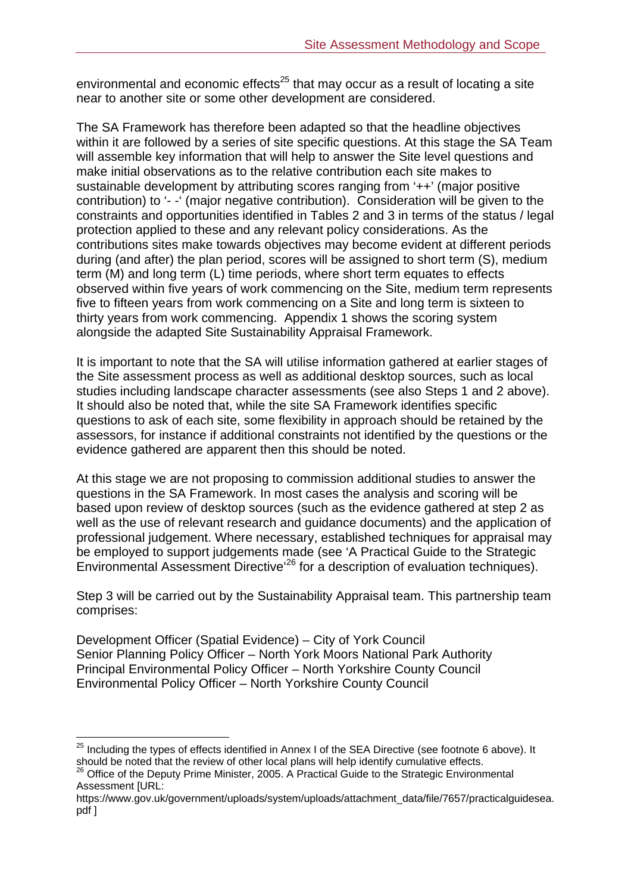environmental and economic effects[25] that may occur as a result of locating a site near to another site or some other development are considered.

The SA Framework has therefore been adapted so that the headline objectives within it are followed by a series of site specific questions. At this stage the SA Team will assemble key information that will help to answer the Site level questions and make initial observations as to the relative contribution each site makes to sustainable development by attributing scores ranging from '++' (major positive contribution) to '- -' (major negative contribution). Consideration will be given to the constraints and opportunities identified in Tables 2 and 3 in terms of the status / legal protection applied to these and any relevant policy considerations. As the contributions sites make towards objectives may become evident at different periods during (and after) the plan period, scores will be assigned to short term (S), medium term (M) and long term (L) time periods, where short term equates to effects observed within five years of work commencing on the Site, medium term represents five to fifteen years from work commencing on a Site and long term is sixteen to thirty years from work commencing. Appendix 1 shows the scoring system alongside the adapted Site Sustainability Appraisal Framework.

It is important to note that the SA will utilise information gathered at earlier stages of the Site assessment process as well as additional desktop sources, such as local studies including landscape character assessments (see also Steps 1 and 2 above). It should also be noted that, while the site SA Framework identifies specific questions to ask of each site, some flexibility in approach should be retained by the assessors, for instance if additional constraints not identified by the questions or the evidence gathered are apparent then this should be noted.

At this stage we are not proposing to commission additional studies to answer the questions in the SA Framework. In most cases the analysis and scoring will be based upon review of desktop sources (such as the evidence gathered at step 2 as well as the use of relevant research and guidance documents) and the application of professional judgement. Where necessary, established techniques for appraisal may be employed to support judgements made (see 'A Practical Guide to the Strategic Environmental Assessment Directive'[26] for a description of evaluation techniques).

Step 3 will be carried out by the Sustainability Appraisal team. This partnership team comprises:

Development Officer (Spatial Evidence) – City of York Council
Senior Planning Policy Officer – North York Moors National Park Authority
Principal Environmental Policy Officer – North Yorkshire County Council
Environmental Policy Officer – North Yorkshire County Council

---

[25] Including the types of effects identified in Annex I of the SEA Directive (see footnote 6 above). It should be noted that the review of other local plans will help identify cumulative effects.

[26] Office of the Deputy Prime Minister, 2005. A Practical Guide to the Strategic Environmental Assessment [URL: https://www.gov.uk/government/uploads/system/uploads/attachment_data/file/7657/practicalguidesea.pdf ]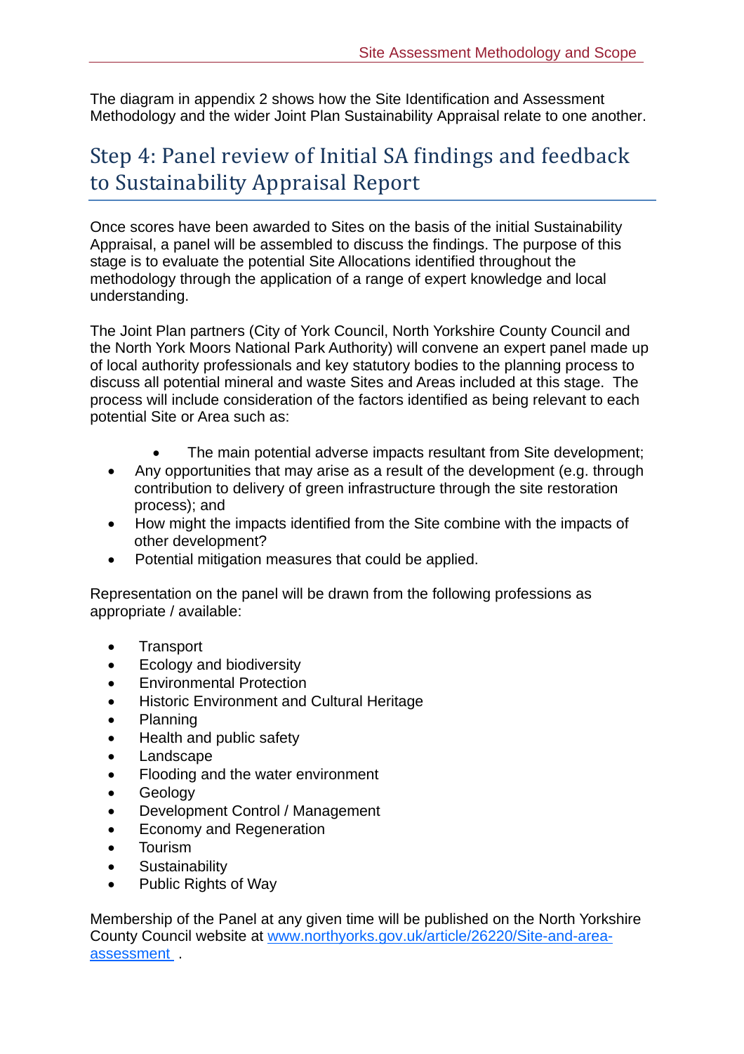The diagram in appendix 2 shows how the Site Identification and Assessment Methodology and the wider Joint Plan Sustainability Appraisal relate to one another.

## Step 4: Panel review of Initial SA findings and feedback to Sustainability Appraisal Report

Once scores have been awarded to Sites on the basis of the initial Sustainability Appraisal, a panel will be assembled to discuss the findings. The purpose of this stage is to evaluate the potential Site Allocations identified throughout the methodology through the application of a range of expert knowledge and local understanding.

The Joint Plan partners (City of York Council, North Yorkshire County Council and the North York Moors National Park Authority) will convene an expert panel made up of local authority professionals and key statutory bodies to the planning process to discuss all potential mineral and waste Sites and Areas included at this stage. The process will include consideration of the factors identified as being relevant to each potential Site or Area such as:

- The main potential adverse impacts resultant from Site development;
- Any opportunities that may arise as a result of the development (e.g. through contribution to delivery of green infrastructure through the site restoration process); and
- How might the impacts identified from the Site combine with the impacts of other development?
- Potential mitigation measures that could be applied.

Representation on the panel will be drawn from the following professions as appropriate / available:

- Transport
- Ecology and biodiversity
- Environmental Protection
- Historic Environment and Cultural Heritage
- Planning
- Health and public safety
- Landscape
- Flooding and the water environment
- Geology
- Development Control / Management
- Economy and Regeneration
- Tourism
- Sustainability
- Public Rights of Way

Membership of the Panel at any given time will be published on the North Yorkshire County Council website at [www.northyorks.gov.uk/article/26220/Site-and-area-assessment](www.northyorks.gov.uk/article/26220/Site-and-area-assessment) .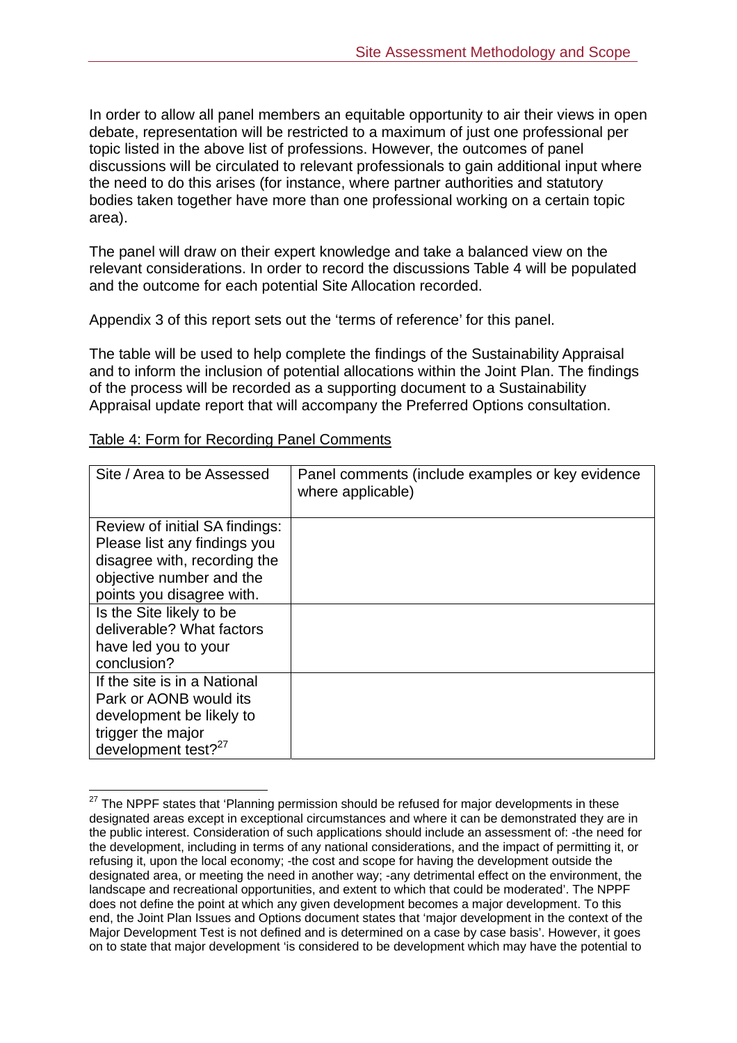In order to allow all panel members an equitable opportunity to air their views in open debate, representation will be restricted to a maximum of just one professional per topic listed in the above list of professions. However, the outcomes of panel discussions will be circulated to relevant professionals to gain additional input where the need to do this arises (for instance, where partner authorities and statutory bodies taken together have more than one professional working on a certain topic area).

The panel will draw on their expert knowledge and take a balanced view on the relevant considerations. In order to record the discussions Table 4 will be populated and the outcome for each potential Site Allocation recorded.

Appendix 3 of this report sets out the 'terms of reference' for this panel.

The table will be used to help complete the findings of the Sustainability Appraisal and to inform the inclusion of potential allocations within the Joint Plan. The findings of the process will be recorded as a supporting document to a Sustainability Appraisal update report that will accompany the Preferred Options consultation.

Table 4: Form for Recording Panel Comments

| Site / Area to be Assessed | Panel comments (include examples or key evidence where applicable) |
| --- | --- |
| Review of initial SA findings: Please list any findings you disagree with, recording the objective number and the points you disagree with. | |
| Is the Site likely to be deliverable? What factors have led you to your conclusion? | |
| If the site is in a National Park or AONB would its development be likely to trigger the major development test?[27] | |

[27] The NPPF states that 'Planning permission should be refused for major developments in these designated areas except in exceptional circumstances and where it can be demonstrated they are in the public interest. Consideration of such applications should include an assessment of: -the need for the development, including in terms of any national considerations, and the impact of permitting it, or refusing it, upon the local economy; -the cost and scope for having the development outside the designated area, or meeting the need in another way; -any detrimental effect on the environment, the landscape and recreational opportunities, and extent to which that could be moderated'. The NPPF does not define the point at which any given development becomes a major development. To this end, the Joint Plan Issues and Options document states that 'major development in the context of the Major Development Test is not defined and is determined on a case by case basis'. However, it goes on to state that major development 'is considered to be development which may have the potential to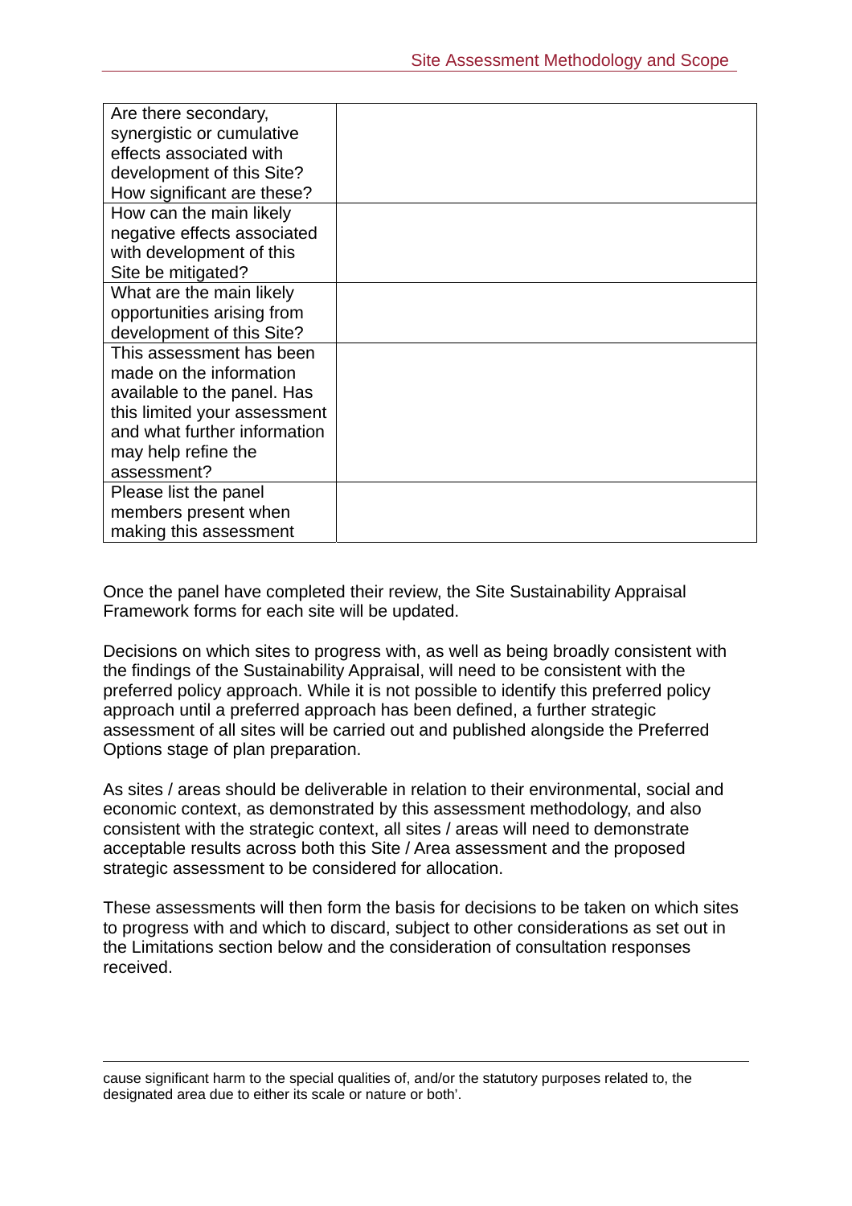| | |
|---|---|
| Are there secondary, synergistic or cumulative effects associated with development of this Site? How significant are these? | |
| How can the main likely negative effects associated with development of this Site be mitigated? | |
| What are the main likely opportunities arising from development of this Site? | |
| This assessment has been made on the information available to the panel. Has this limited your assessment and what further information may help refine the assessment? | |
| Please list the panel members present when making this assessment | |

Once the panel have completed their review, the Site Sustainability Appraisal Framework forms for each site will be updated.

Decisions on which sites to progress with, as well as being broadly consistent with the findings of the Sustainability Appraisal, will need to be consistent with the preferred policy approach. While it is not possible to identify this preferred policy approach until a preferred approach has been defined, a further strategic assessment of all sites will be carried out and published alongside the Preferred Options stage of plan preparation.

As sites / areas should be deliverable in relation to their environmental, social and economic context, as demonstrated by this assessment methodology, and also consistent with the strategic context, all sites / areas will need to demonstrate acceptable results across both this Site / Area assessment and the proposed strategic assessment to be considered for allocation.

These assessments will then form the basis for decisions to be taken on which sites to progress with and which to discard, subject to other considerations as set out in the Limitations section below and the consideration of consultation responses received.

---

cause significant harm to the special qualities of, and/or the statutory purposes related to, the designated area due to either its scale or nature or both'.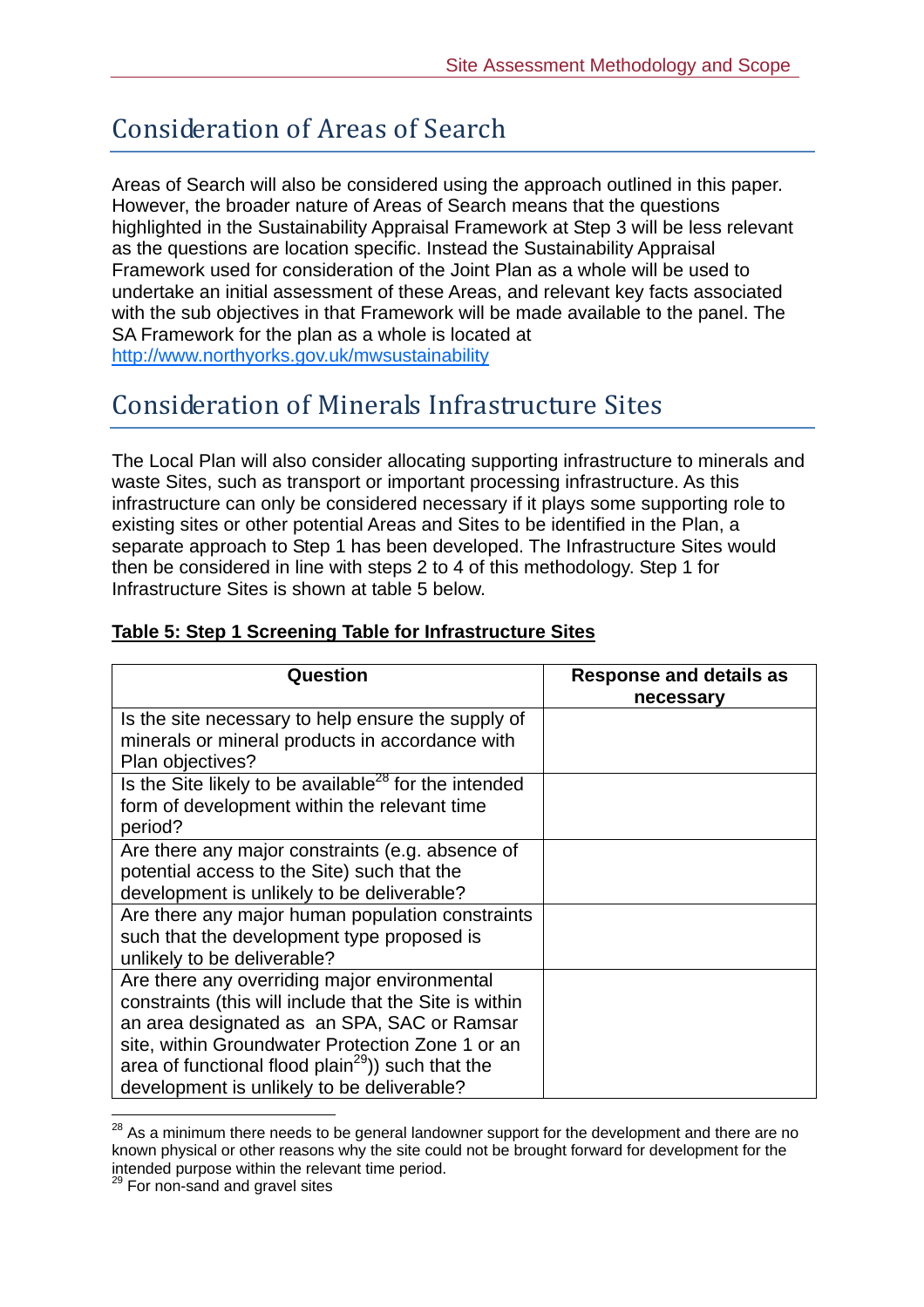## Consideration of Areas of Search

Areas of Search will also be considered using the approach outlined in this paper. However, the broader nature of Areas of Search means that the questions highlighted in the Sustainability Appraisal Framework at Step 3 will be less relevant as the questions are location specific. Instead the Sustainability Appraisal Framework used for consideration of the Joint Plan as a whole will be used to undertake an initial assessment of these Areas, and relevant key facts associated with the sub objectives in that Framework will be made available to the panel. The SA Framework for the plan as a whole is located at http://www.northyorks.gov.uk/mwsustainability

## Consideration of Minerals Infrastructure Sites

The Local Plan will also consider allocating supporting infrastructure to minerals and waste Sites, such as transport or important processing infrastructure. As this infrastructure can only be considered necessary if it plays some supporting role to existing sites or other potential Areas and Sites to be identified in the Plan, a separate approach to Step 1 has been developed. The Infrastructure Sites would then be considered in line with steps 2 to 4 of this methodology. Step 1 for Infrastructure Sites is shown at table 5 below.

**Table 5: Step 1 Screening Table for Infrastructure Sites**

| Question | Response and details as necessary |
| --- | --- |
| Is the site necessary to help ensure the supply of minerals or mineral products in accordance with Plan objectives? | |
| Is the Site likely to be available[28] for the intended form of development within the relevant time period? | |
| Are there any major constraints (e.g. absence of potential access to the Site) such that the development is unlikely to be deliverable? | |
| Are there any major human population constraints such that the development type proposed is unlikely to be deliverable? | |
| Are there any overriding major environmental constraints (this will include that the Site is within an area designated as an SPA, SAC or Ramsar site, within Groundwater Protection Zone 1 or an area of functional flood plain[29])) such that the development is unlikely to be deliverable? | |

[28] As a minimum there needs to be general landowner support for the development and there are no known physical or other reasons why the site could not be brought forward for development for the intended purpose within the relevant time period.

[29] For non-sand and gravel sites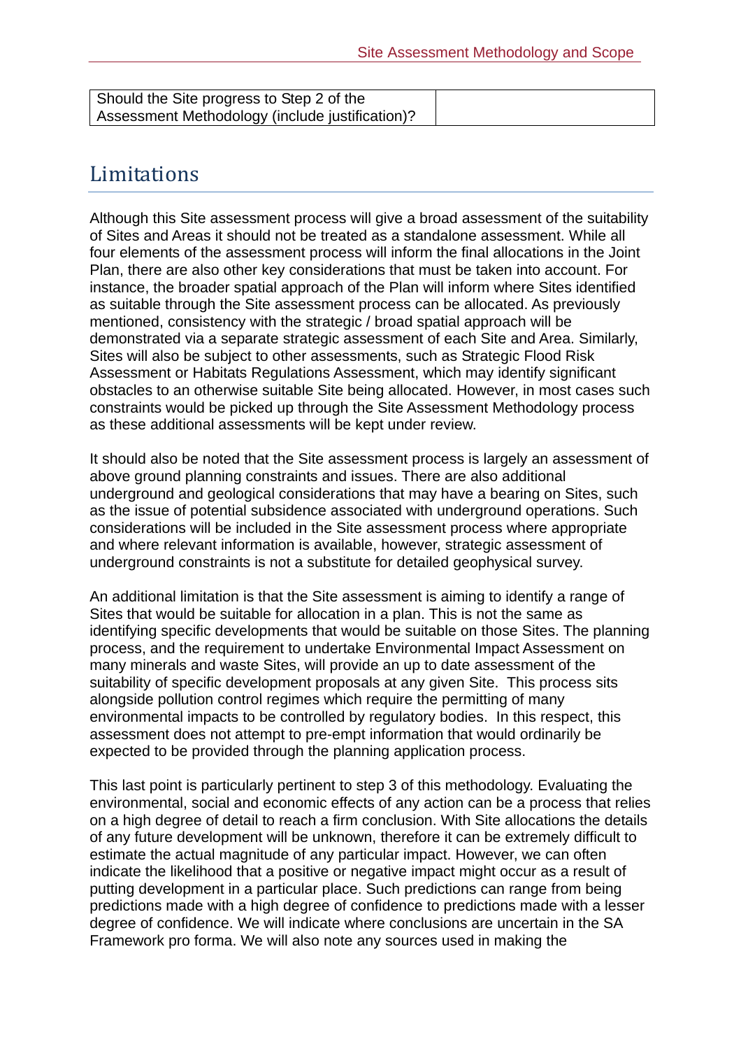| Should the Site progress to Step 2 of the Assessment Methodology (include justification)? | |
|---|---|

## Limitations

Although this Site assessment process will give a broad assessment of the suitability of Sites and Areas it should not be treated as a standalone assessment. While all four elements of the assessment process will inform the final allocations in the Joint Plan, there are also other key considerations that must be taken into account. For instance, the broader spatial approach of the Plan will inform where Sites identified as suitable through the Site assessment process can be allocated. As previously mentioned, consistency with the strategic / broad spatial approach will be demonstrated via a separate strategic assessment of each Site and Area. Similarly, Sites will also be subject to other assessments, such as Strategic Flood Risk Assessment or Habitats Regulations Assessment, which may identify significant obstacles to an otherwise suitable Site being allocated. However, in most cases such constraints would be picked up through the Site Assessment Methodology process as these additional assessments will be kept under review.

It should also be noted that the Site assessment process is largely an assessment of above ground planning constraints and issues. There are also additional underground and geological considerations that may have a bearing on Sites, such as the issue of potential subsidence associated with underground operations. Such considerations will be included in the Site assessment process where appropriate and where relevant information is available, however, strategic assessment of underground constraints is not a substitute for detailed geophysical survey.

An additional limitation is that the Site assessment is aiming to identify a range of Sites that would be suitable for allocation in a plan. This is not the same as identifying specific developments that would be suitable on those Sites. The planning process, and the requirement to undertake Environmental Impact Assessment on many minerals and waste Sites, will provide an up to date assessment of the suitability of specific development proposals at any given Site. This process sits alongside pollution control regimes which require the permitting of many environmental impacts to be controlled by regulatory bodies. In this respect, this assessment does not attempt to pre-empt information that would ordinarily be expected to be provided through the planning application process.

This last point is particularly pertinent to step 3 of this methodology. Evaluating the environmental, social and economic effects of any action can be a process that relies on a high degree of detail to reach a firm conclusion. With Site allocations the details of any future development will be unknown, therefore it can be extremely difficult to estimate the actual magnitude of any particular impact. However, we can often indicate the likelihood that a positive or negative impact might occur as a result of putting development in a particular place. Such predictions can range from being predictions made with a high degree of confidence to predictions made with a lesser degree of confidence. We will indicate where conclusions are uncertain in the SA Framework pro forma. We will also note any sources used in making the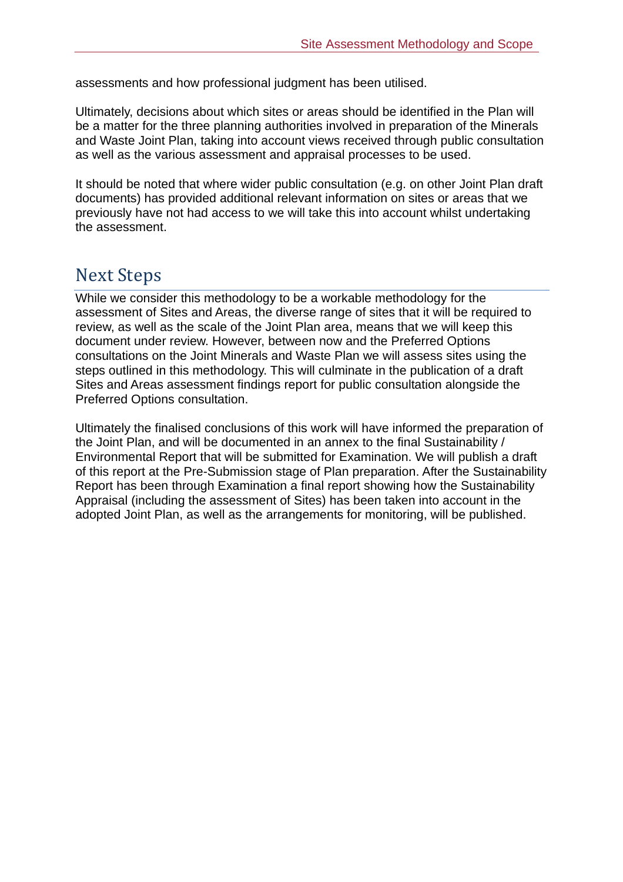assessments and how professional judgment has been utilised.

Ultimately, decisions about which sites or areas should be identified in the Plan will be a matter for the three planning authorities involved in preparation of the Minerals and Waste Joint Plan, taking into account views received through public consultation as well as the various assessment and appraisal processes to be used.

It should be noted that where wider public consultation (e.g. on other Joint Plan draft documents) has provided additional relevant information on sites or areas that we previously have not had access to we will take this into account whilst undertaking the assessment.

## Next Steps

While we consider this methodology to be a workable methodology for the assessment of Sites and Areas, the diverse range of sites that it will be required to review, as well as the scale of the Joint Plan area, means that we will keep this document under review. However, between now and the Preferred Options consultations on the Joint Minerals and Waste Plan we will assess sites using the steps outlined in this methodology. This will culminate in the publication of a draft Sites and Areas assessment findings report for public consultation alongside the Preferred Options consultation.

Ultimately the finalised conclusions of this work will have informed the preparation of the Joint Plan, and will be documented in an annex to the final Sustainability / Environmental Report that will be submitted for Examination. We will publish a draft of this report at the Pre-Submission stage of Plan preparation. After the Sustainability Report has been through Examination a final report showing how the Sustainability Appraisal (including the assessment of Sites) has been taken into account in the adopted Joint Plan, as well as the arrangements for monitoring, will be published.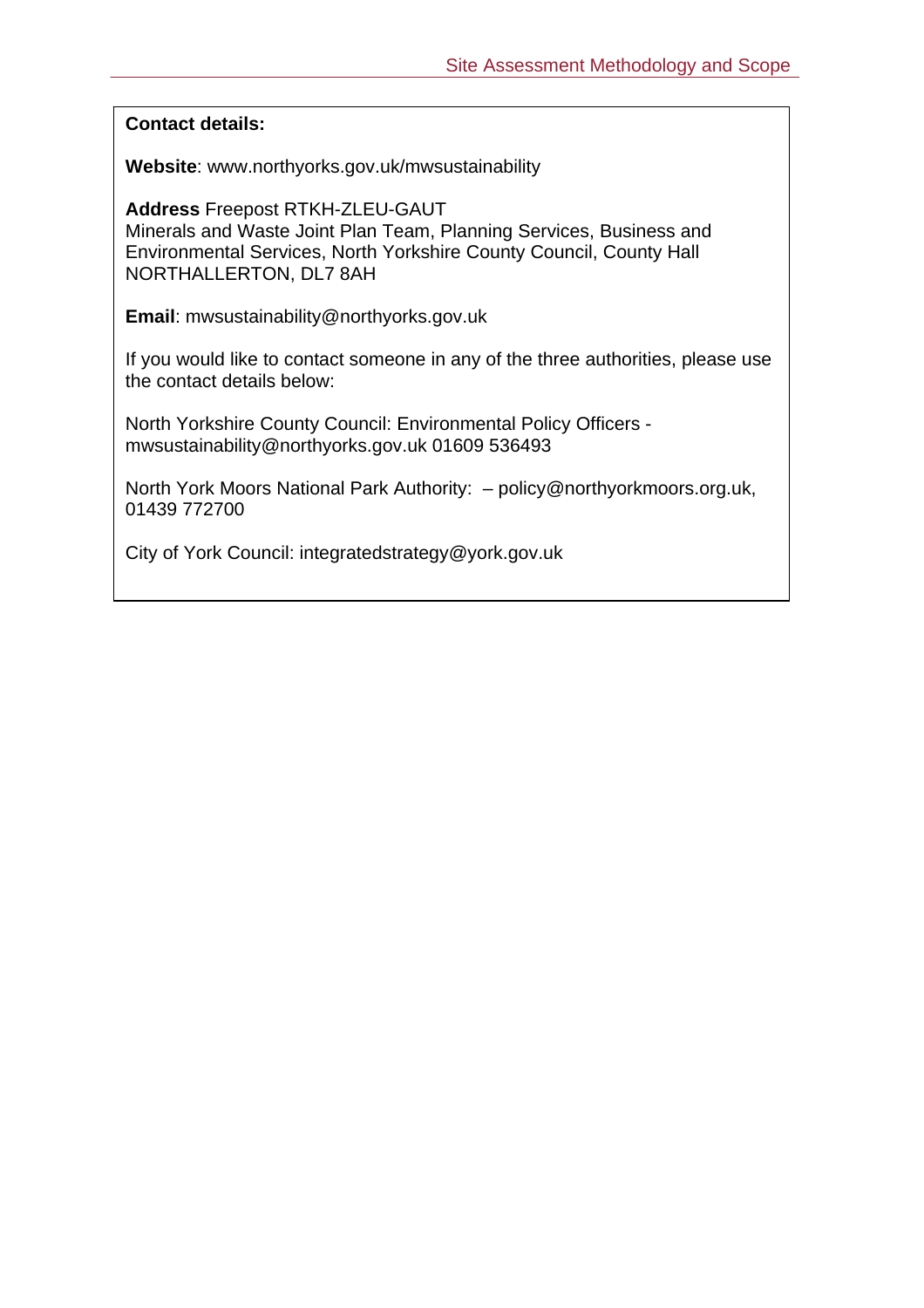**Contact details:**

**Website**: www.northyorks.gov.uk/mwsustainability

**Address** Freepost RTKH-ZLEU-GAUT
Minerals and Waste Joint Plan Team, Planning Services, Business and Environmental Services, North Yorkshire County Council, County Hall
NORTHALLERTON, DL7 8AH

**Email**: mwsustainability@northyorks.gov.uk

If you would like to contact someone in any of the three authorities, please use the contact details below:

North Yorkshire County Council: Environmental Policy Officers - mwsustainability@northyorks.gov.uk 01609 536493

North York Moors National Park Authority: – policy@northyorkmoors.org.uk, 01439 772700

City of York Council: integratedstrategy@york.gov.uk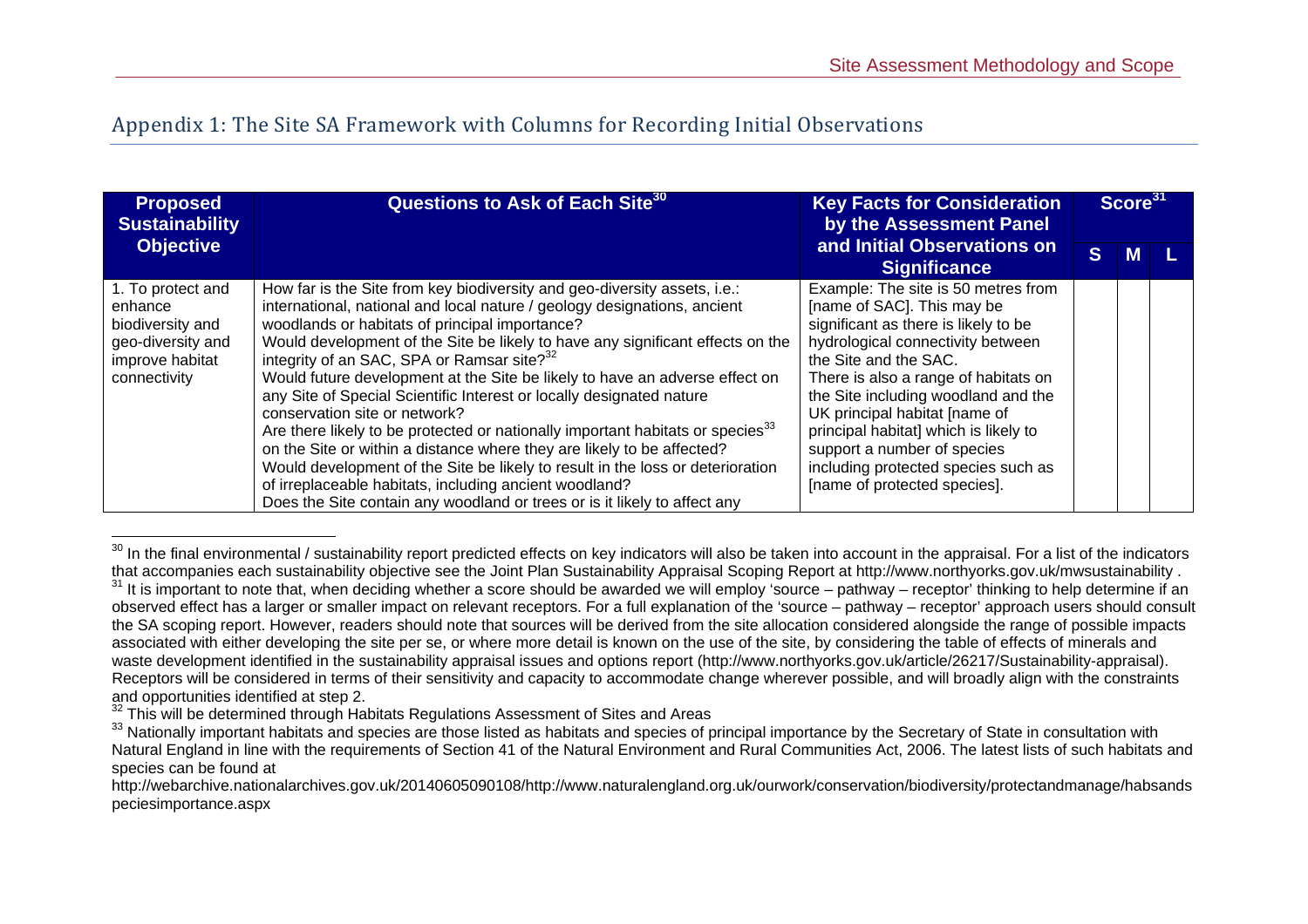## Appendix 1: The Site SA Framework with Columns for Recording Initial Observations

| Proposed Sustainability Objective | Questions to Ask of Each Site[30] | Key Facts for Consideration by the Assessment Panel and Initial Observations on Significance | Score[31] | | |
|---|---|---|---|---|---|
| | | | S | M | L |
| 1. To protect and enhance biodiversity and geo-diversity and improve habitat connectivity | How far is the Site from key biodiversity and geo-diversity assets, i.e.: international, national and local nature / geology designations, ancient woodlands or habitats of principal importance?<br>Would development of the Site be likely to have any significant effects on the integrity of an SAC, SPA or Ramsar site?[32]<br>Would future development at the Site be likely to have an adverse effect on any Site of Special Scientific Interest or locally designated nature conservation site or network?<br>Are there likely to be protected or nationally important habitats or species[33] on the Site or within a distance where they are likely to be affected?<br>Would development of the Site be likely to result in the loss or deterioration of irreplaceable habitats, including ancient woodland?<br>Does the Site contain any woodland or trees or is it likely to affect any | Example: The site is 50 metres from [name of SAC]. This may be significant as there is likely to be hydrological connectivity between the Site and the SAC.<br>There is also a range of habitats on the Site including woodland and the UK principal habitat [name of principal habitat] which is likely to support a number of species including protected species such as [name of protected species]. | | | |

[30] In the final environmental / sustainability report predicted effects on key indicators will also be taken into account in the appraisal. For a list of the indicators that accompanies each sustainability objective see the Joint Plan Sustainability Appraisal Scoping Report at http://www.northyorks.gov.uk/mwsustainability .

[31] It is important to note that, when deciding whether a score should be awarded we will employ 'source – pathway – receptor' thinking to help determine if an observed effect has a larger or smaller impact on relevant receptors. For a full explanation of the 'source – pathway – receptor' approach users should consult the SA scoping report. However, readers should note that sources will be derived from the site allocation considered alongside the range of possible impacts associated with either developing the site per se, or where more detail is known on the use of the site, by considering the table of effects of minerals and waste development identified in the sustainability appraisal issues and options report (http://www.northyorks.gov.uk/article/26217/Sustainability-appraisal). Receptors will be considered in terms of their sensitivity and capacity to accommodate change wherever possible, and will broadly align with the constraints and opportunities identified at step 2.

[32] This will be determined through Habitats Regulations Assessment of Sites and Areas

[33] Nationally important habitats and species are those listed as habitats and species of principal importance by the Secretary of State in consultation with Natural England in line with the requirements of Section 41 of the Natural Environment and Rural Communities Act, 2006. The latest lists of such habitats and species can be found at http://webarchive.nationalarchives.gov.uk/20140605090108/http://www.naturalengland.org.uk/ourwork/conservation/biodiversity/protectandmanage/habsandspeciesimportance.aspx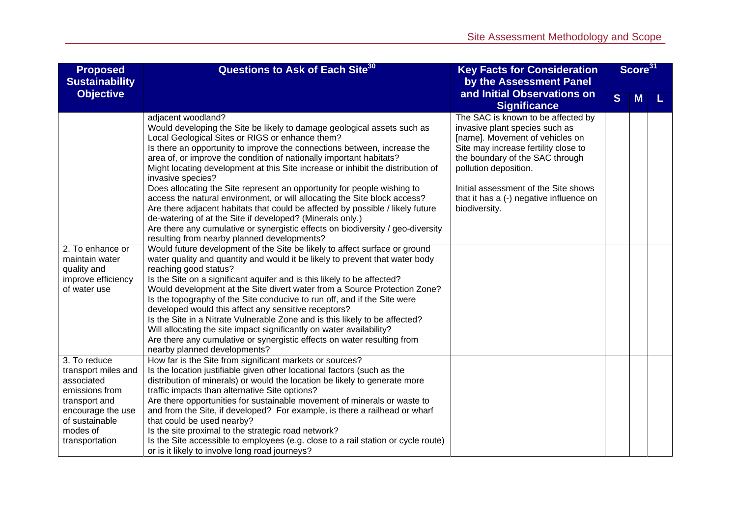| Proposed Sustainability Objective | Questions to Ask of Each Site[30] | Key Facts for Consideration by the Assessment Panel and Initial Observations on Significance | Score[31] | | |
|---|---|---|---|---|---|
| | | | S | M | L |
| | adjacent woodland?<br>Would developing the Site be likely to damage geological assets such as Local Geological Sites or RIGS or enhance them?<br>Is there an opportunity to improve the connections between, increase the area of, or improve the condition of nationally important habitats?<br>Might locating development at this Site increase or inhibit the distribution of invasive species?<br>Does allocating the Site represent an opportunity for people wishing to access the natural environment, or will allocating the Site block access?<br>Are there adjacent habitats that could be affected by possible / likely future de-watering of at the Site if developed? (Minerals only.)<br>Are there any cumulative or synergistic effects on biodiversity / geo-diversity resulting from nearby planned developments? | The SAC is known to be affected by invasive plant species such as [name]. Movement of vehicles on Site may increase fertility close to the boundary of the SAC through pollution deposition.<br><br>Initial assessment of the Site shows that it has a (-) negative influence on biodiversity. | | | |
| 2. To enhance or maintain water quality and improve efficiency of water use | Would future development of the Site be likely to affect surface or ground water quality and quantity and would it be likely to prevent that water body reaching good status?<br>Is the Site on a significant aquifer and is this likely to be affected?<br>Would development at the Site divert water from a Source Protection Zone?<br>Is the topography of the Site conducive to run off, and if the Site were developed would this affect any sensitive receptors?<br>Is the Site in a Nitrate Vulnerable Zone and is this likely to be affected?<br>Will allocating the site impact significantly on water availability?<br>Are there any cumulative or synergistic effects on water resulting from nearby planned developments? | | | | |
| 3. To reduce transport miles and associated emissions from transport and encourage the use of sustainable modes of transportation | How far is the Site from significant markets or sources?<br>Is the location justifiable given other locational factors (such as the distribution of minerals) or would the location be likely to generate more traffic impacts than alternative Site options?<br>Are there opportunities for sustainable movement of minerals or waste to and from the Site, if developed? For example, is there a railhead or wharf that could be used nearby?<br>Is the site proximal to the strategic road network?<br>Is the Site accessible to employees (e.g. close to a rail station or cycle route) or is it likely to involve long road journeys? | | | | |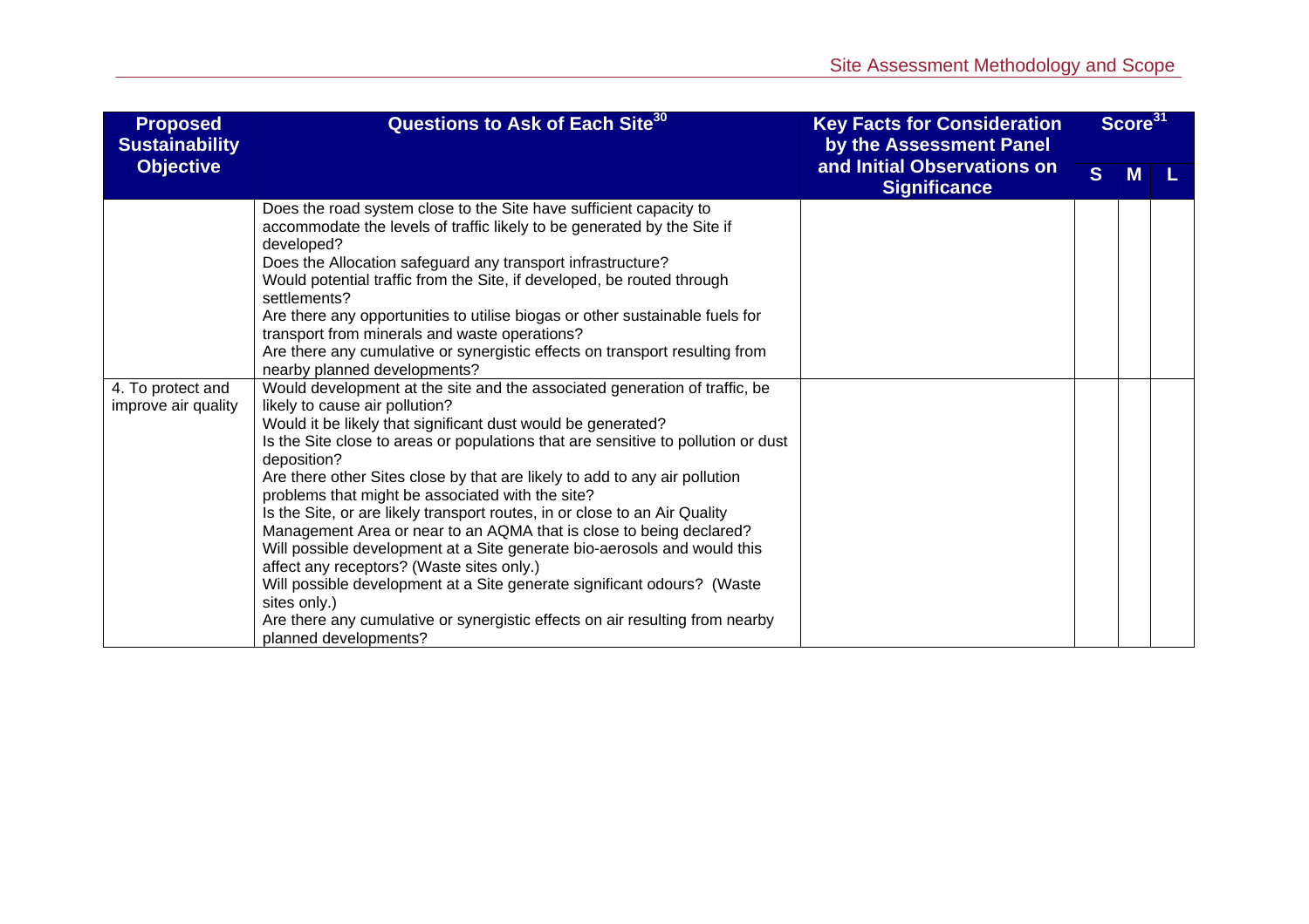| Proposed Sustainability Objective | Questions to Ask of Each Site[30] | Key Facts for Consideration by the Assessment Panel and Initial Observations on Significance | Score[31] | | |
|---|---|---|---|---|---|
| | | | S | M | L |
| | Does the road system close to the Site have sufficient capacity to accommodate the levels of traffic likely to be generated by the Site if developed?<br>Does the Allocation safeguard any transport infrastructure?<br>Would potential traffic from the Site, if developed, be routed through settlements?<br>Are there any opportunities to utilise biogas or other sustainable fuels for transport from minerals and waste operations?<br>Are there any cumulative or synergistic effects on transport resulting from nearby planned developments? | | | | |
| 4. To protect and improve air quality | Would development at the site and the associated generation of traffic, be likely to cause air pollution?<br>Would it be likely that significant dust would be generated?<br>Is the Site close to areas or populations that are sensitive to pollution or dust deposition?<br>Are there other Sites close by that are likely to add to any air pollution problems that might be associated with the site?<br>Is the Site, or are likely transport routes, in or close to an Air Quality Management Area or near to an AQMA that is close to being declared?<br>Will possible development at a Site generate bio-aerosols and would this affect any receptors? (Waste sites only.)<br>Will possible development at a Site generate significant odours? (Waste sites only.)<br>Are there any cumulative or synergistic effects on air resulting from nearby planned developments? | | | | |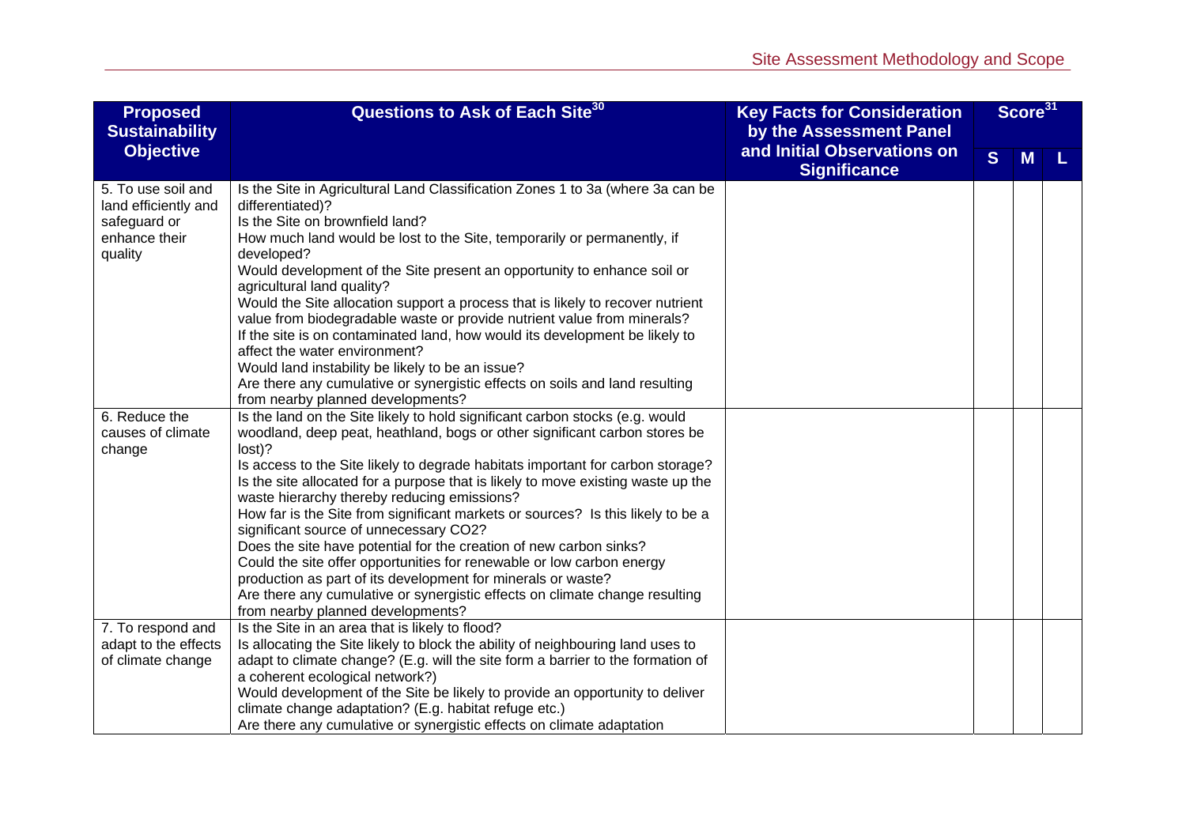| Proposed Sustainability Objective | Questions to Ask of Each Site[30] | Key Facts for Consideration by the Assessment Panel and Initial Observations on Significance | Score[31] | | |
|---|---|---|---|---|---|
| | | | S | M | L |
| 5. To use soil and land efficiently and safeguard or enhance their quality | Is the Site in Agricultural Land Classification Zones 1 to 3a (where 3a can be differentiated)?<br>Is the Site on brownfield land?<br>How much land would be lost to the Site, temporarily or permanently, if developed?<br>Would development of the Site present an opportunity to enhance soil or agricultural land quality?<br>Would the Site allocation support a process that is likely to recover nutrient value from biodegradable waste or provide nutrient value from minerals?<br>If the site is on contaminated land, how would its development be likely to affect the water environment?<br>Would land instability be likely to be an issue?<br>Are there any cumulative or synergistic effects on soils and land resulting from nearby planned developments? | | | | |
| 6. Reduce the causes of climate change | Is the land on the Site likely to hold significant carbon stocks (e.g. would woodland, deep peat, heathland, bogs or other significant carbon stores be lost)?<br>Is access to the Site likely to degrade habitats important for carbon storage?<br>Is the site allocated for a purpose that is likely to move existing waste up the waste hierarchy thereby reducing emissions?<br>How far is the Site from significant markets or sources? Is this likely to be a significant source of unnecessary $CO_2$?<br>Does the site have potential for the creation of new carbon sinks?<br>Could the site offer opportunities for renewable or low carbon energy production as part of its development for minerals or waste?<br>Are there any cumulative or synergistic effects on climate change resulting from nearby planned developments? | | | | |
| 7. To respond and adapt to the effects of climate change | Is the Site in an area that is likely to flood?<br>Is allocating the Site likely to block the ability of neighbouring land uses to adapt to climate change? (E.g. will the site form a barrier to the formation of a coherent ecological network?)<br>Would development of the Site be likely to provide an opportunity to deliver climate change adaptation? (E.g. habitat refuge etc.)<br>Are there any cumulative or synergistic effects on climate adaptation | | | | |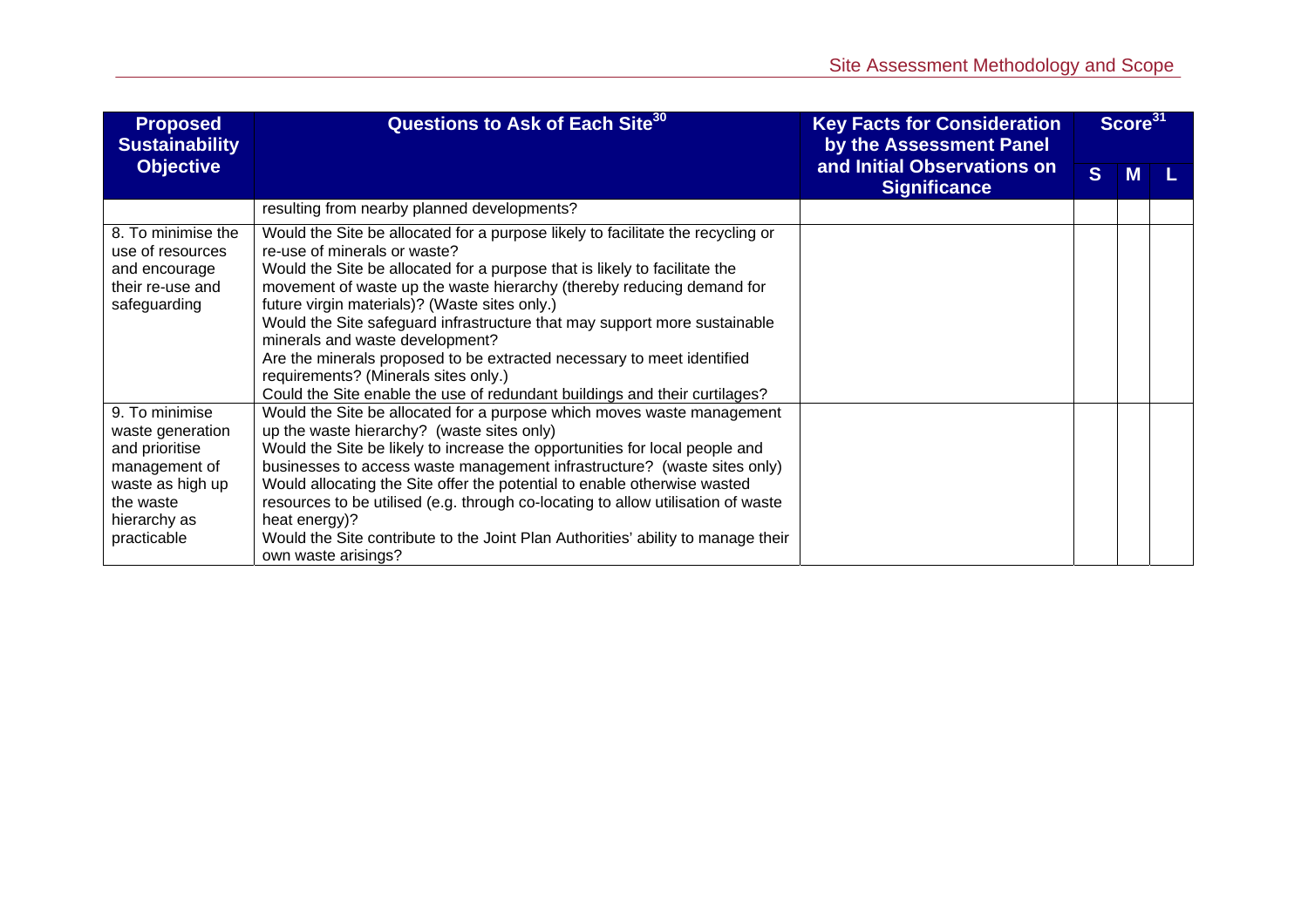| Proposed Sustainability Objective | Questions to Ask of Each Site[30] | Key Facts for Consideration by the Assessment Panel and Initial Observations on Significance | Score[31] | | |
|---|---|---|---|---|---|
| | | | S | M | L |
| | resulting from nearby planned developments? | | | | |
| 8. To minimise the use of resources and encourage their re-use and safeguarding | Would the Site be allocated for a purpose likely to facilitate the recycling or re-use of minerals or waste?<br>Would the Site be allocated for a purpose that is likely to facilitate the movement of waste up the waste hierarchy (thereby reducing demand for future virgin materials)? (Waste sites only.)<br>Would the Site safeguard infrastructure that may support more sustainable minerals and waste development?<br>Are the minerals proposed to be extracted necessary to meet identified requirements? (Minerals sites only.)<br>Could the Site enable the use of redundant buildings and their curtilages? | | | | |
| 9. To minimise waste generation and prioritise management of waste as high up the waste hierarchy as practicable | Would the Site be allocated for a purpose which moves waste management up the waste hierarchy? (waste sites only)<br>Would the Site be likely to increase the opportunities for local people and businesses to access waste management infrastructure? (waste sites only)<br>Would allocating the Site offer the potential to enable otherwise wasted resources to be utilised (e.g. through co-locating to allow utilisation of waste heat energy)?<br>Would the Site contribute to the Joint Plan Authorities' ability to manage their own waste arisings? | | | | |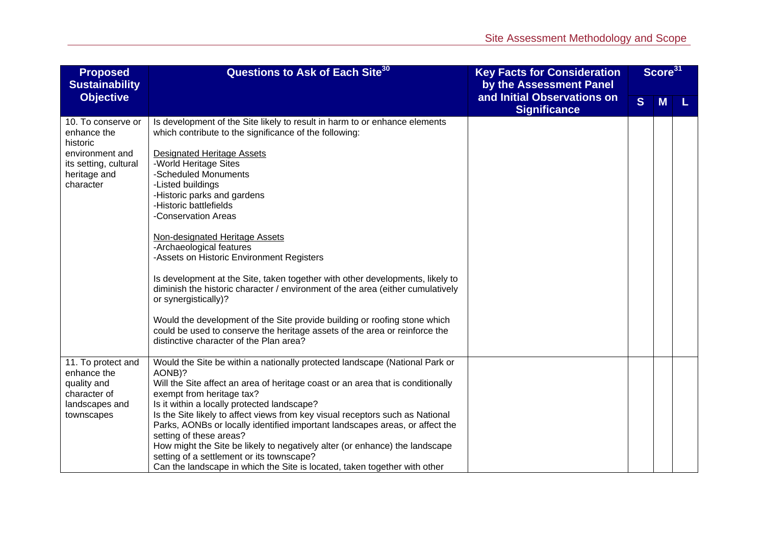| Proposed Sustainability Objective | Questions to Ask of Each Site[30] | Key Facts for Consideration by the Assessment Panel and Initial Observations on Significance | Score[31] | | |
|---|---|---|---|---|---|
| | | | S | M | L |
| 10. To conserve or enhance the historic environment and its setting, cultural heritage and character | Is development of the Site likely to result in harm to or enhance elements which contribute to the significance of the following:<br><br><u>Designated Heritage Assets</u><br>-World Heritage Sites<br>-Scheduled Monuments<br>-Listed buildings<br>-Historic parks and gardens<br>-Historic battlefields<br>-Conservation Areas<br><br><u>Non-designated Heritage Assets</u><br>-Archaeological features<br>-Assets on Historic Environment Registers<br><br>Is development at the Site, taken together with other developments, likely to diminish the historic character / environment of the area (either cumulatively or synergistically)?<br><br>Would the development of the Site provide building or roofing stone which could be used to conserve the heritage assets of the area or reinforce the distinctive character of the Plan area? | | | | |
| 11. To protect and enhance the quality and character of landscapes and townscapes | Would the Site be within a nationally protected landscape (National Park or AONB)?<br>Will the Site affect an area of heritage coast or an area that is conditionally exempt from heritage tax?<br>Is it within a locally protected landscape?<br>Is the Site likely to affect views from key visual receptors such as National Parks, AONBs or locally identified important landscapes areas, or affect the setting of these areas?<br>How might the Site be likely to negatively alter (or enhance) the landscape setting of a settlement or its townscape?<br>Can the landscape in which the Site is located, taken together with other | | | | |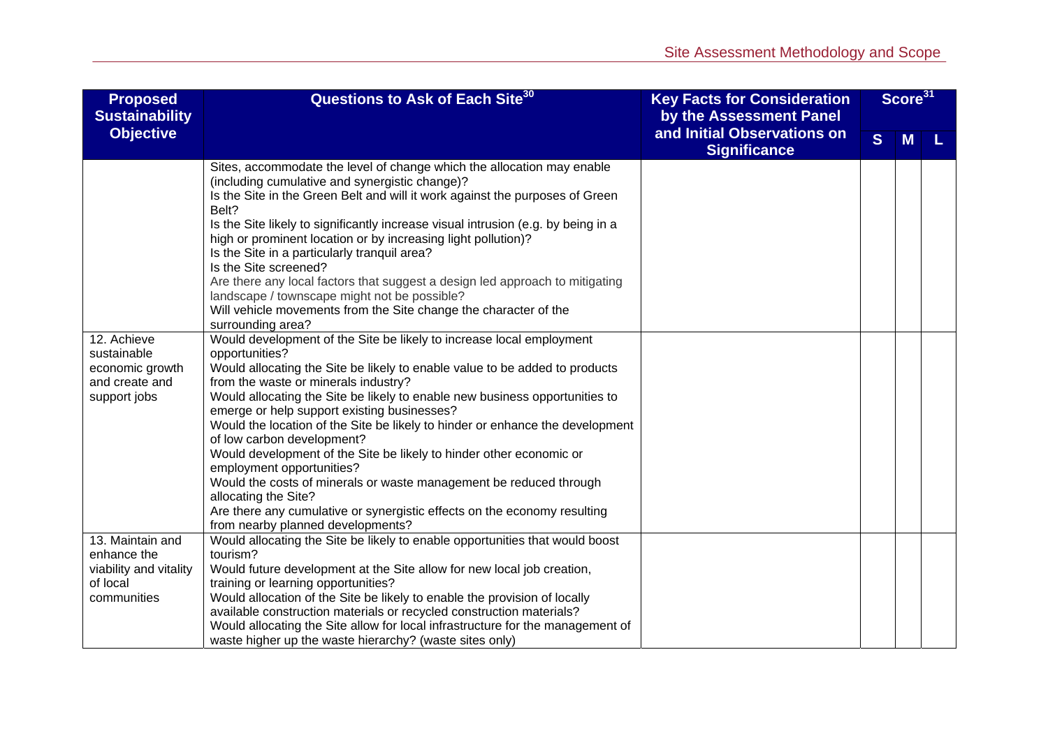| Proposed Sustainability Objective | Questions to Ask of Each Site[30] | Key Facts for Consideration by the Assessment Panel and Initial Observations on Significance | Score[31] | | |
|---|---|---|---|---|---|
| | | | S | M | L |
| | Sites, accommodate the level of change which the allocation may enable (including cumulative and synergistic change)?<br>Is the Site in the Green Belt and will it work against the purposes of Green Belt?<br>Is the Site likely to significantly increase visual intrusion (e.g. by being in a high or prominent location or by increasing light pollution)?<br>Is the Site in a particularly tranquil area?<br>Is the Site screened?<br>Are there any local factors that suggest a design led approach to mitigating landscape / townscape might not be possible?<br>Will vehicle movements from the Site change the character of the surrounding area? | | | | |
| 12. Achieve sustainable economic growth and create and support jobs | Would development of the Site be likely to increase local employment opportunities?<br>Would allocating the Site be likely to enable value to be added to products from the waste or minerals industry?<br>Would allocating the Site be likely to enable new business opportunities to emerge or help support existing businesses?<br>Would the location of the Site be likely to hinder or enhance the development of low carbon development?<br>Would development of the Site be likely to hinder other economic or employment opportunities?<br>Would the costs of minerals or waste management be reduced through allocating the Site?<br>Are there any cumulative or synergistic effects on the economy resulting from nearby planned developments? | | | | |
| 13. Maintain and enhance the viability and vitality of local communities | Would allocating the Site be likely to enable opportunities that would boost tourism?<br>Would future development at the Site allow for new local job creation, training or learning opportunities?<br>Would allocation of the Site be likely to enable the provision of locally available construction materials or recycled construction materials?<br>Would allocating the Site allow for local infrastructure for the management of waste higher up the waste hierarchy? (waste sites only) | | | | |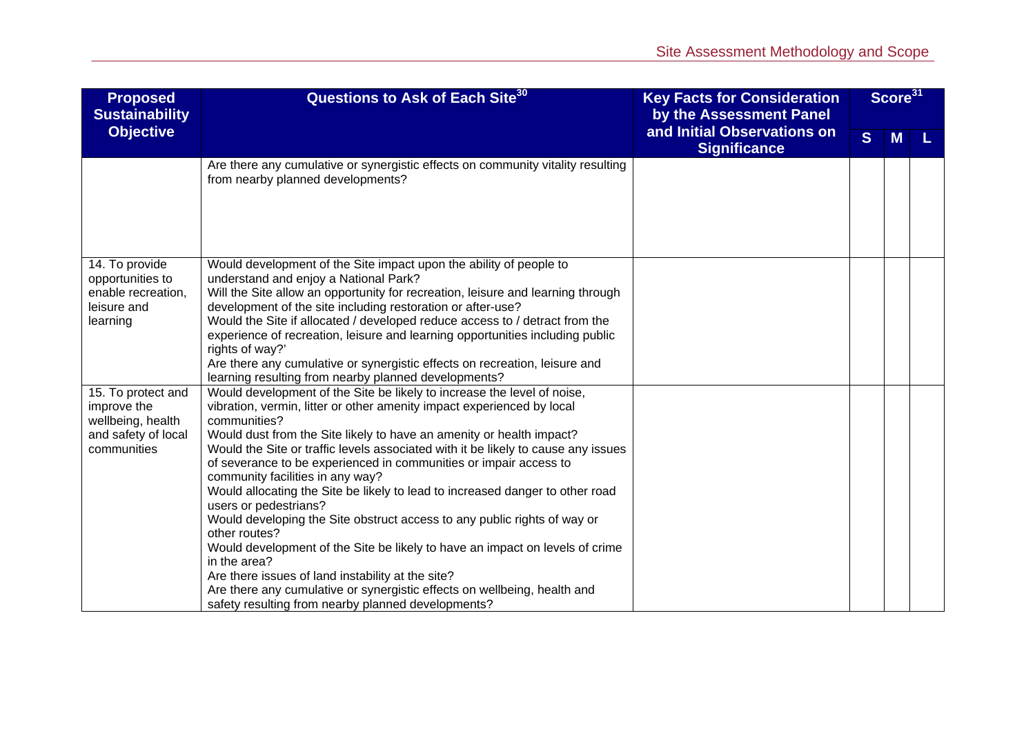| Proposed Sustainability Objective | Questions to Ask of Each Site[30] | Key Facts for Consideration by the Assessment Panel and Initial Observations on Significance | Score[31] | | |
|---|---|---|---|---|---|
| | | | S | M | L |
| | Are there any cumulative or synergistic effects on community vitality resulting from nearby planned developments? | | | | |
| 14. To provide opportunities to enable recreation, leisure and learning | Would development of the Site impact upon the ability of people to understand and enjoy a National Park?<br>Will the Site allow an opportunity for recreation, leisure and learning through development of the site including restoration or after-use?<br>Would the Site if allocated / developed reduce access to / detract from the experience of recreation, leisure and learning opportunities including public rights of way?'<br>Are there any cumulative or synergistic effects on recreation, leisure and learning resulting from nearby planned developments? | | | | |
| 15. To protect and improve the wellbeing, health and safety of local communities | Would development of the Site be likely to increase the level of noise, vibration, vermin, litter or other amenity impact experienced by local communities?<br>Would dust from the Site likely to have an amenity or health impact?<br>Would the Site or traffic levels associated with it be likely to cause any issues of severance to be experienced in communities or impair access to community facilities in any way?<br>Would allocating the Site be likely to lead to increased danger to other road users or pedestrians?<br>Would developing the Site obstruct access to any public rights of way or other routes?<br>Would development of the Site be likely to have an impact on levels of crime in the area?<br>Are there issues of land instability at the site?<br>Are there any cumulative or synergistic effects on wellbeing, health and safety resulting from nearby planned developments? | | | | |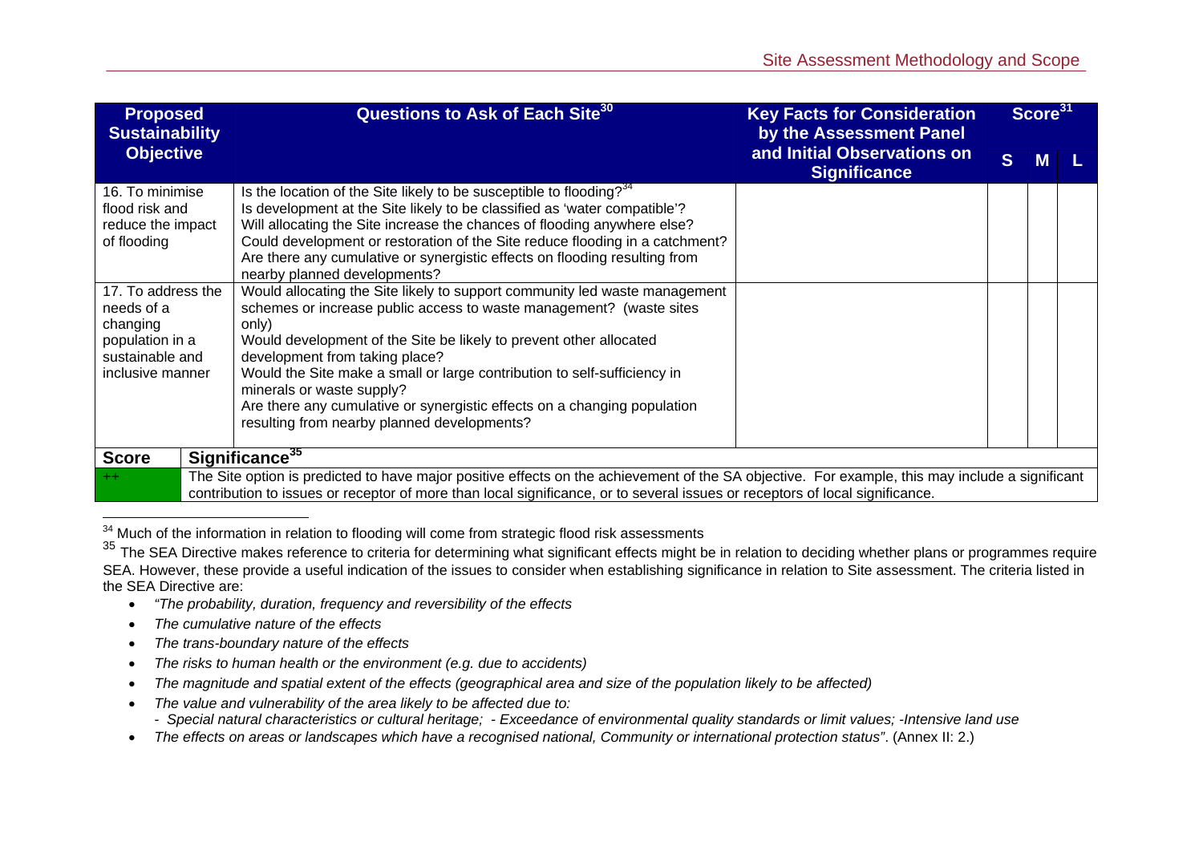| Proposed Sustainability Objective | Questions to Ask of Each Site[30] | Key Facts for Consideration by the Assessment Panel and Initial Observations on Significance | Score[31] | | |
|---|---|---|---|---|---|
| | | | S | M | L |
| 16. To minimise flood risk and reduce the impact of flooding | Is the location of the Site likely to be susceptible to flooding?[34]<br>Is development at the Site likely to be classified as 'water compatible'?<br>Will allocating the Site increase the chances of flooding anywhere else?<br>Could development or restoration of the Site reduce flooding in a catchment?<br>Are there any cumulative or synergistic effects on flooding resulting from nearby planned developments? | | | | |
| 17. To address the needs of a changing population in a sustainable and inclusive manner | Would allocating the Site likely to support community led waste management schemes or increase public access to waste management? (waste sites only)<br>Would development of the Site be likely to prevent other allocated development from taking place?<br>Would the Site make a small or large contribution to self-sufficiency in minerals or waste supply?<br>Are there any cumulative or synergistic effects on a changing population resulting from nearby planned developments? | | | | |

| Score | Significance[35] |
|---|---|
| ++ | The Site option is predicted to have major positive effects on the achievement of the SA objective. For example, this may include a significant contribution to issues or receptor of more than local significance, or to several issues or receptors of local significance. |

[34] Much of the information in relation to flooding will come from strategic flood risk assessments

[35] The SEA Directive makes reference to criteria for determining what significant effects might be in relation to deciding whether plans or programmes require SEA. However, these provide a useful indication of the issues to consider when establishing significance in relation to Site assessment. The criteria listed in the SEA Directive are:

- *"The probability, duration, frequency and reversibility of the effects*
- *The cumulative nature of the effects*
- *The trans-boundary nature of the effects*
- *The risks to human health or the environment (e.g. due to accidents)*
- *The magnitude and spatial extent of the effects (geographical area and size of the population likely to be affected)*
- *The value and vulnerability of the area likely to be affected due to:*
  *- Special natural characteristics or cultural heritage; - Exceedance of environmental quality standards or limit values; -Intensive land use*
- *The effects on areas or landscapes which have a recognised national, Community or international protection status"*. (Annex II: 2.)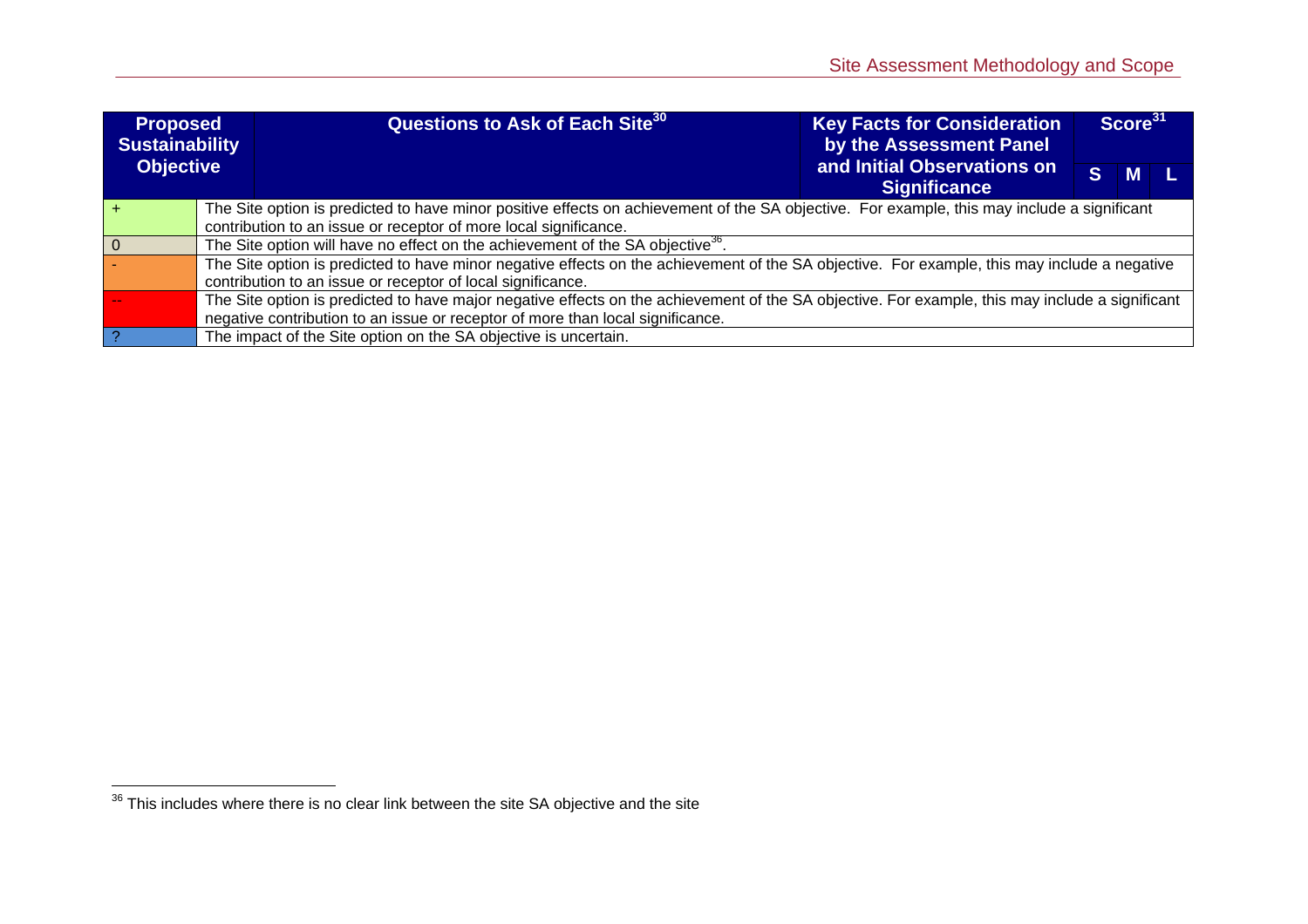| Proposed Sustainability Objective | Questions to Ask of Each Site[30] | Key Facts for Consideration by the Assessment Panel and Initial Observations on Significance | Score[31] | | |
|---|---|---|---|---|---|
| | | | S | M | L |
| + | The Site option is predicted to have minor positive effects on achievement of the SA objective. For example, this may include a significant contribution to an issue or receptor of more local significance. | | | | |
| 0 | The Site option will have no effect on the achievement of the SA objective[36]. | | | | |
| - | The Site option is predicted to have minor negative effects on the achievement of the SA objective. For example, this may include a negative contribution to an issue or receptor of local significance. | | | | |
| -- | The Site option is predicted to have major negative effects on the achievement of the SA objective. For example, this may include a significant negative contribution to an issue or receptor of more than local significance. | | | | |
| ? | The impact of the Site option on the SA objective is uncertain. | | | | |

[36] This includes where there is no clear link between the site SA objective and the site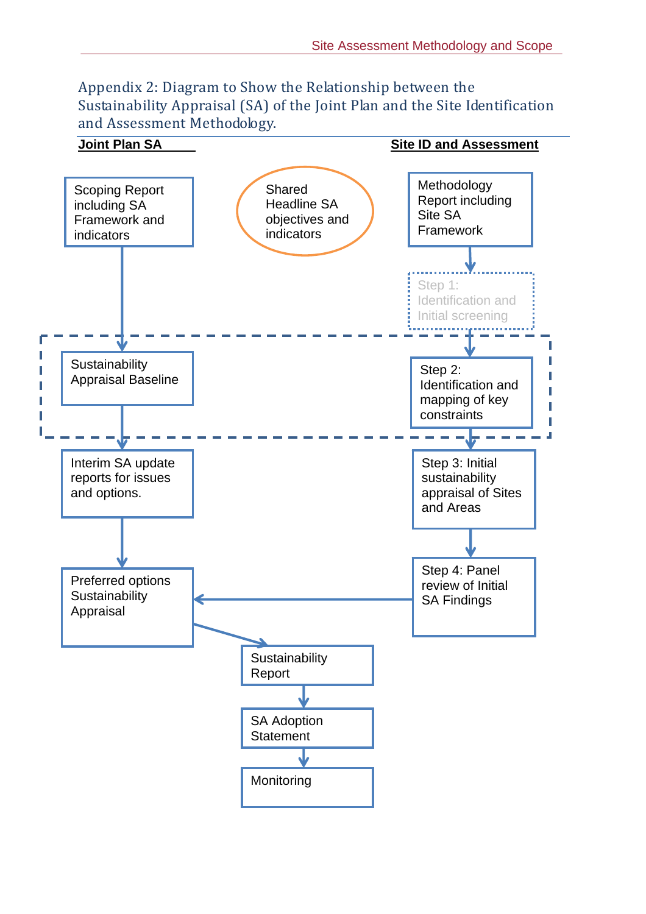## Appendix 2: Diagram to Show the Relationship between the Sustainability Appraisal (SA) of the Joint Plan and the Site Identification and Assessment Methodology.

**Joint Plan SA**

**Site ID and Assessment**

Scoping Report including SA Framework and indicators

Shared Headline SA objectives and indicators

Methodology Report including Site SA Framework

Step 1: Identification and Initial screening

Sustainability Appraisal Baseline

Step 2: Identification and mapping of key constraints

Interim SA update reports for issues and options.

Step 3: Initial sustainability appraisal of Sites and Areas

Preferred options Sustainability Appraisal

Step 4: Panel review of Initial SA Findings

Sustainability Report

SA Adoption Statement

Monitoring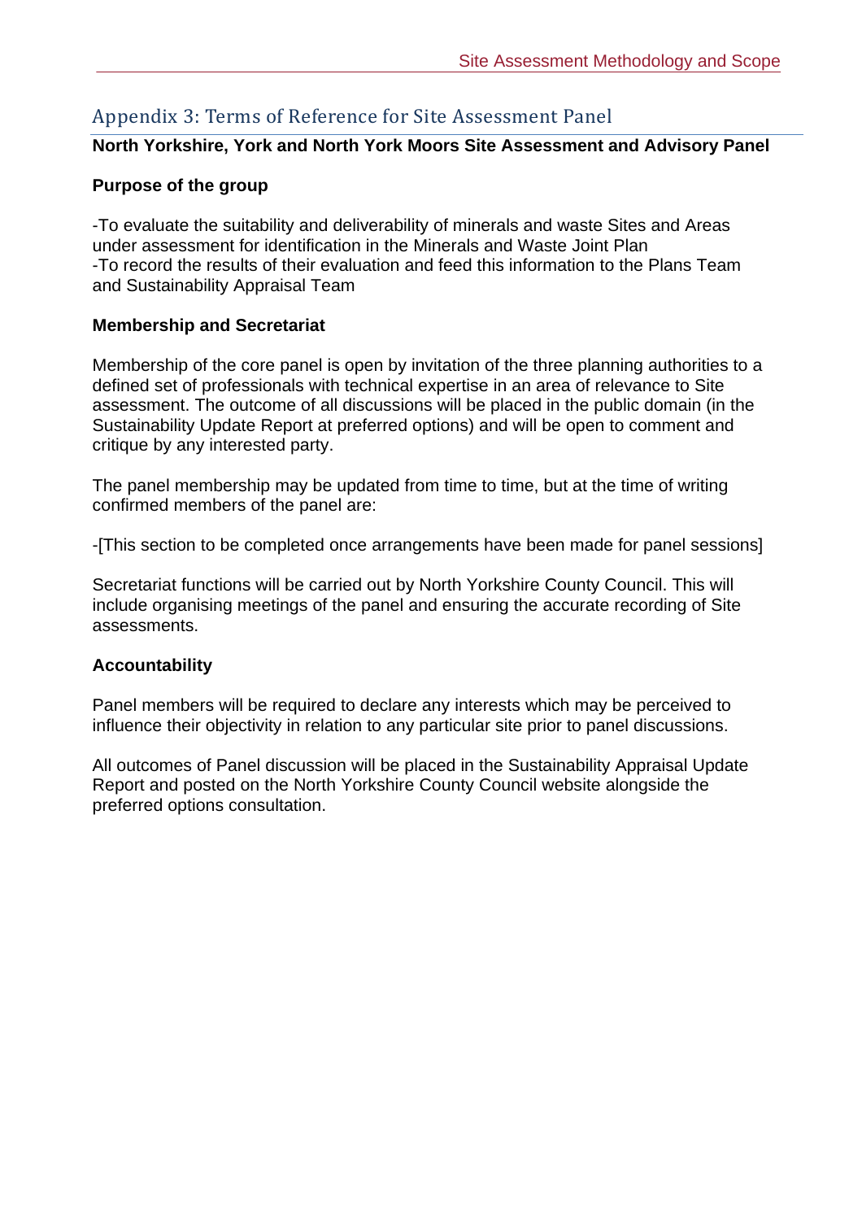## Appendix 3: Terms of Reference for Site Assessment Panel

**North Yorkshire, York and North York Moors Site Assessment and Advisory Panel**

**Purpose of the group**

-To evaluate the suitability and deliverability of minerals and waste Sites and Areas under assessment for identification in the Minerals and Waste Joint Plan
-To record the results of their evaluation and feed this information to the Plans Team and Sustainability Appraisal Team

**Membership and Secretariat**

Membership of the core panel is open by invitation of the three planning authorities to a defined set of professionals with technical expertise in an area of relevance to Site assessment. The outcome of all discussions will be placed in the public domain (in the Sustainability Update Report at preferred options) and will be open to comment and critique by any interested party.

The panel membership may be updated from time to time, but at the time of writing confirmed members of the panel are:

-[This section to be completed once arrangements have been made for panel sessions]

Secretariat functions will be carried out by North Yorkshire County Council. This will include organising meetings of the panel and ensuring the accurate recording of Site assessments.

**Accountability**

Panel members will be required to declare any interests which may be perceived to influence their objectivity in relation to any particular site prior to panel discussions.

All outcomes of Panel discussion will be placed in the Sustainability Appraisal Update Report and posted on the North Yorkshire County Council website alongside the preferred options consultation.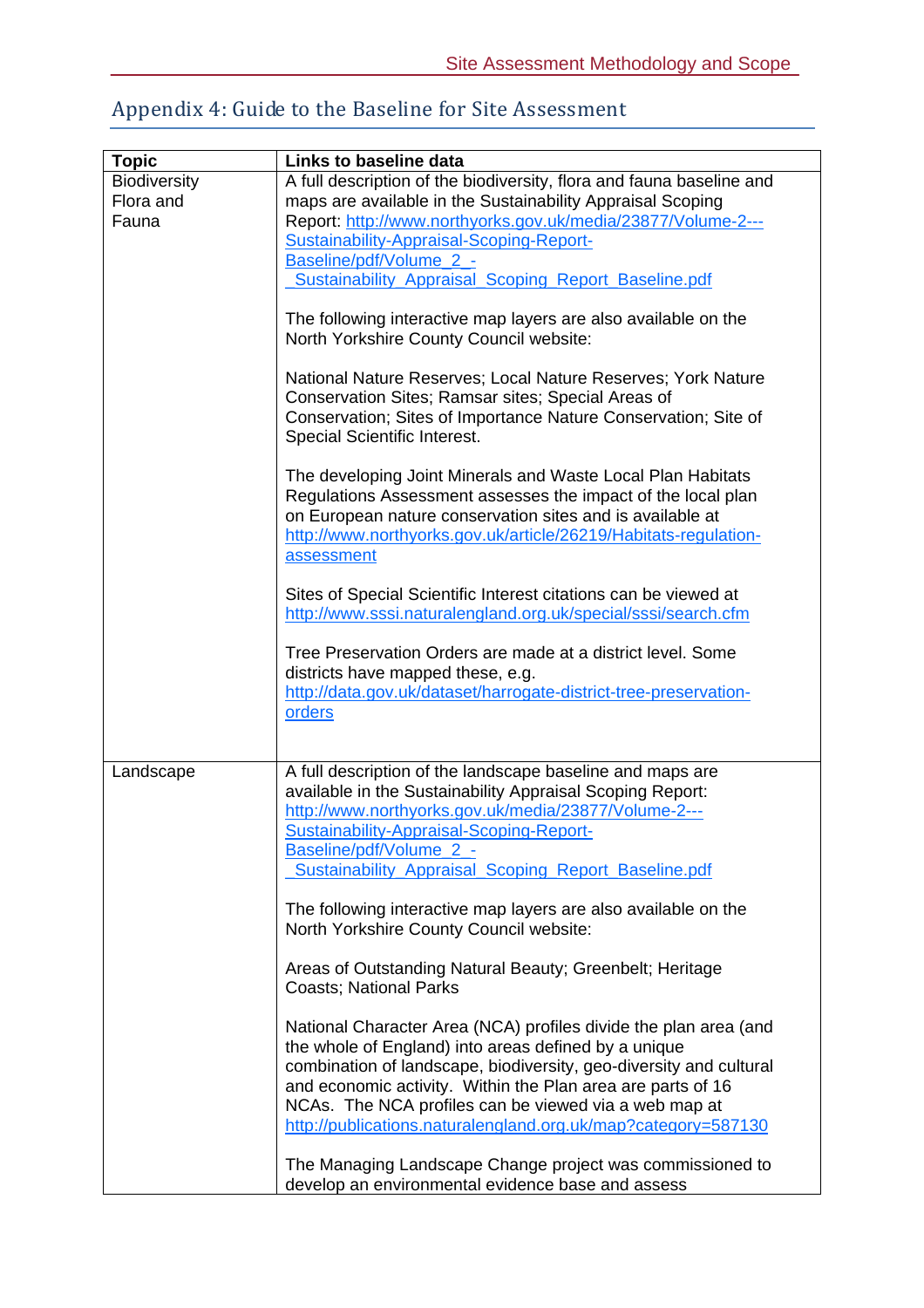## Appendix 4: Guide to the Baseline for Site Assessment

| Topic | Links to baseline data |
|---|---|
| Biodiversity Flora and Fauna | A full description of the biodiversity, flora and fauna baseline and maps are available in the Sustainability Appraisal Scoping Report: http://www.northyorks.gov.uk/media/23877/Volume-2---Sustainability-Appraisal-Scoping-Report-Baseline/pdf/Volume_2_-_Sustainability_Appraisal_Scoping_Report_Baseline.pdf<br><br>The following interactive map layers are also available on the North Yorkshire County Council website:<br><br>National Nature Reserves; Local Nature Reserves; York Nature Conservation Sites; Ramsar sites; Special Areas of Conservation; Sites of Importance Nature Conservation; Site of Special Scientific Interest.<br><br>The developing Joint Minerals and Waste Local Plan Habitats Regulations Assessment assesses the impact of the local plan on European nature conservation sites and is available at http://www.northyorks.gov.uk/article/26219/Habitats-regulation-assessment<br><br>Sites of Special Scientific Interest citations can be viewed at http://www.sssi.naturalengland.org.uk/special/sssi/search.cfm<br><br>Tree Preservation Orders are made at a district level. Some districts have mapped these, e.g. http://data.gov.uk/dataset/harrogate-district-tree-preservation-orders |
| Landscape | A full description of the landscape baseline and maps are available in the Sustainability Appraisal Scoping Report: http://www.northyorks.gov.uk/media/23877/Volume-2---Sustainability-Appraisal-Scoping-Report-Baseline/pdf/Volume_2_-_Sustainability_Appraisal_Scoping_Report_Baseline.pdf<br><br>The following interactive map layers are also available on the North Yorkshire County Council website:<br><br>Areas of Outstanding Natural Beauty; Greenbelt; Heritage Coasts; National Parks<br><br>National Character Area (NCA) profiles divide the plan area (and the whole of England) into areas defined by a unique combination of landscape, biodiversity, geo-diversity and cultural and economic activity. Within the Plan area are parts of 16 NCAs. The NCA profiles can be viewed via a web map at http://publications.naturalengland.org.uk/map?category=587130<br><br>The Managing Landscape Change project was commissioned to develop an environmental evidence base and assess |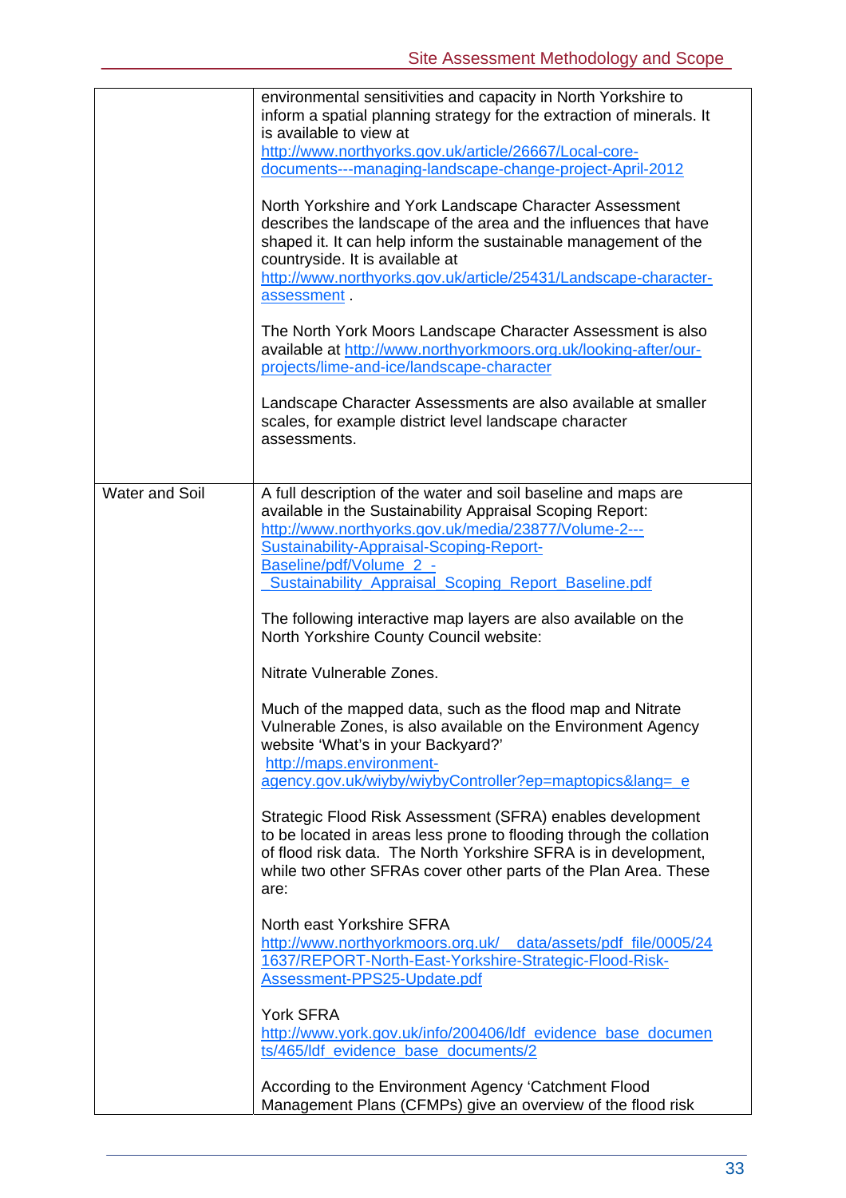| | |
|---|---|
| | environmental sensitivities and capacity in North Yorkshire to inform a spatial planning strategy for the extraction of minerals. It is available to view at http://www.northyorks.gov.uk/article/26667/Local-core-documents---managing-landscape-change-project-April-2012<br><br>North Yorkshire and York Landscape Character Assessment describes the landscape of the area and the influences that have shaped it. It can help inform the sustainable management of the countryside. It is available at http://www.northyorks.gov.uk/article/25431/Landscape-character-assessment .<br><br>The North York Moors Landscape Character Assessment is also available at http://www.northyorkmoors.org.uk/looking-after/our-projects/lime-and-ice/landscape-character<br><br>Landscape Character Assessments are also available at smaller scales, for example district level landscape character assessments. |
| Water and Soil | A full description of the water and soil baseline and maps are available in the Sustainability Appraisal Scoping Report: http://www.northyorks.gov.uk/media/23877/Volume-2---Sustainability-Appraisal-Scoping-Report-Baseline/pdf/Volume_2_-_Sustainability_Appraisal_Scoping_Report_Baseline.pdf<br><br>The following interactive map layers are also available on the North Yorkshire County Council website:<br><br>Nitrate Vulnerable Zones.<br><br>Much of the mapped data, such as the flood map and Nitrate Vulnerable Zones, is also available on the Environment Agency website 'What's in your Backyard?' http://maps.environment-agency.gov.uk/wiyby/wiybyController?ep=maptopics&lang=_e<br><br>Strategic Flood Risk Assessment (SFRA) enables development to be located in areas less prone to flooding through the collation of flood risk data. The North Yorkshire SFRA is in development, while two other SFRAs cover other parts of the Plan Area. These are:<br><br>North east Yorkshire SFRA<br>http://www.northyorkmoors.org.uk/__data/assets/pdf_file/0005/241637/REPORT-North-East-Yorkshire-Strategic-Flood-Risk-Assessment-PPS25-Update.pdf<br><br>York SFRA<br>http://www.york.gov.uk/info/200406/ldf_evidence_base_documents/465/ldf_evidence_base_documents/2<br><br>According to the Environment Agency 'Catchment Flood Management Plans (CFMPs) give an overview of the flood risk |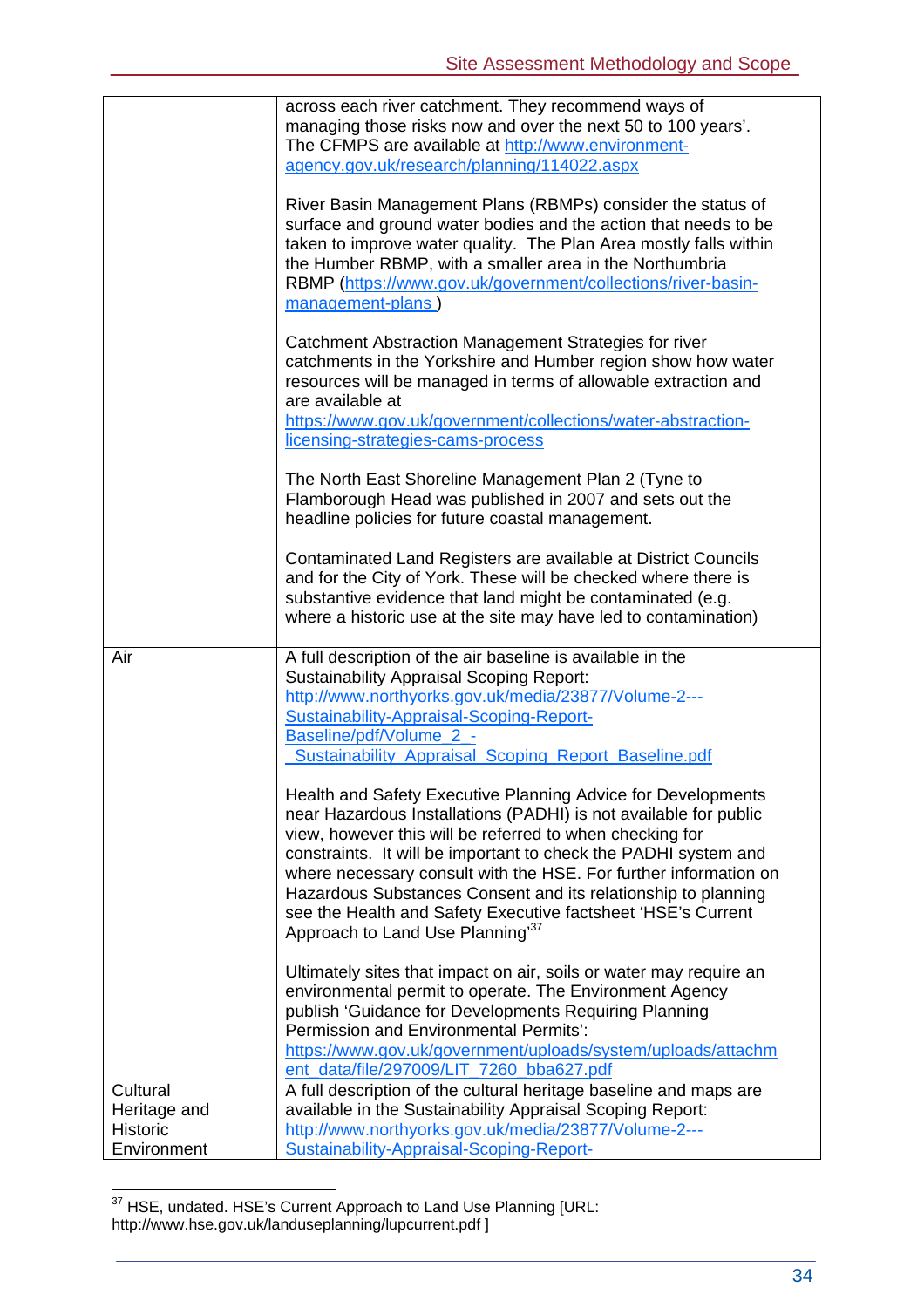| | |
|---|---|
| | across each river catchment. They recommend ways of managing those risks now and over the next 50 to 100 years'. The CFMPS are available at http://www.environment-agency.gov.uk/research/planning/114022.aspx<br><br>River Basin Management Plans (RBMPs) consider the status of surface and ground water bodies and the action that needs to be taken to improve water quality. The Plan Area mostly falls within the Humber RBMP, with a smaller area in the Northumbria RBMP (https://www.gov.uk/government/collections/river-basin-management-plans )<br><br>Catchment Abstraction Management Strategies for river catchments in the Yorkshire and Humber region show how water resources will be managed in terms of allowable extraction and are available at https://www.gov.uk/government/collections/water-abstraction-licensing-strategies-cams-process<br><br>The North East Shoreline Management Plan 2 (Tyne to Flamborough Head was published in 2007 and sets out the headline policies for future coastal management.<br><br>Contaminated Land Registers are available at District Councils and for the City of York. These will be checked where there is substantive evidence that land might be contaminated (e.g. where a historic use at the site may have led to contamination) |
| Air | A full description of the air baseline is available in the Sustainability Appraisal Scoping Report: http://www.northyorks.gov.uk/media/23877/Volume-2---Sustainability-Appraisal-Scoping-Report-Baseline/pdf/Volume_2_-_Sustainability_Appraisal_Scoping_Report_Baseline.pdf<br><br>Health and Safety Executive Planning Advice for Developments near Hazardous Installations (PADHI) is not available for public view, however this will be referred to when checking for constraints. It will be important to check the PADHI system and where necessary consult with the HSE. For further information on Hazardous Substances Consent and its relationship to planning see the Health and Safety Executive factsheet 'HSE's Current Approach to Land Use Planning'[37]<br><br>Ultimately sites that impact on air, soils or water may require an environmental permit to operate. The Environment Agency publish 'Guidance for Developments Requiring Planning Permission and Environmental Permits': https://www.gov.uk/government/uploads/system/uploads/attachment_data/file/297009/LIT_7260_bba627.pdf |
| Cultural Heritage and Historic Environment | A full description of the cultural heritage baseline and maps are available in the Sustainability Appraisal Scoping Report: http://www.northyorks.gov.uk/media/23877/Volume-2---Sustainability-Appraisal-Scoping-Report- |

[37] HSE, undated. HSE's Current Approach to Land Use Planning [URL: http://www.hse.gov.uk/landuseplanning/lupcurrent.pdf ]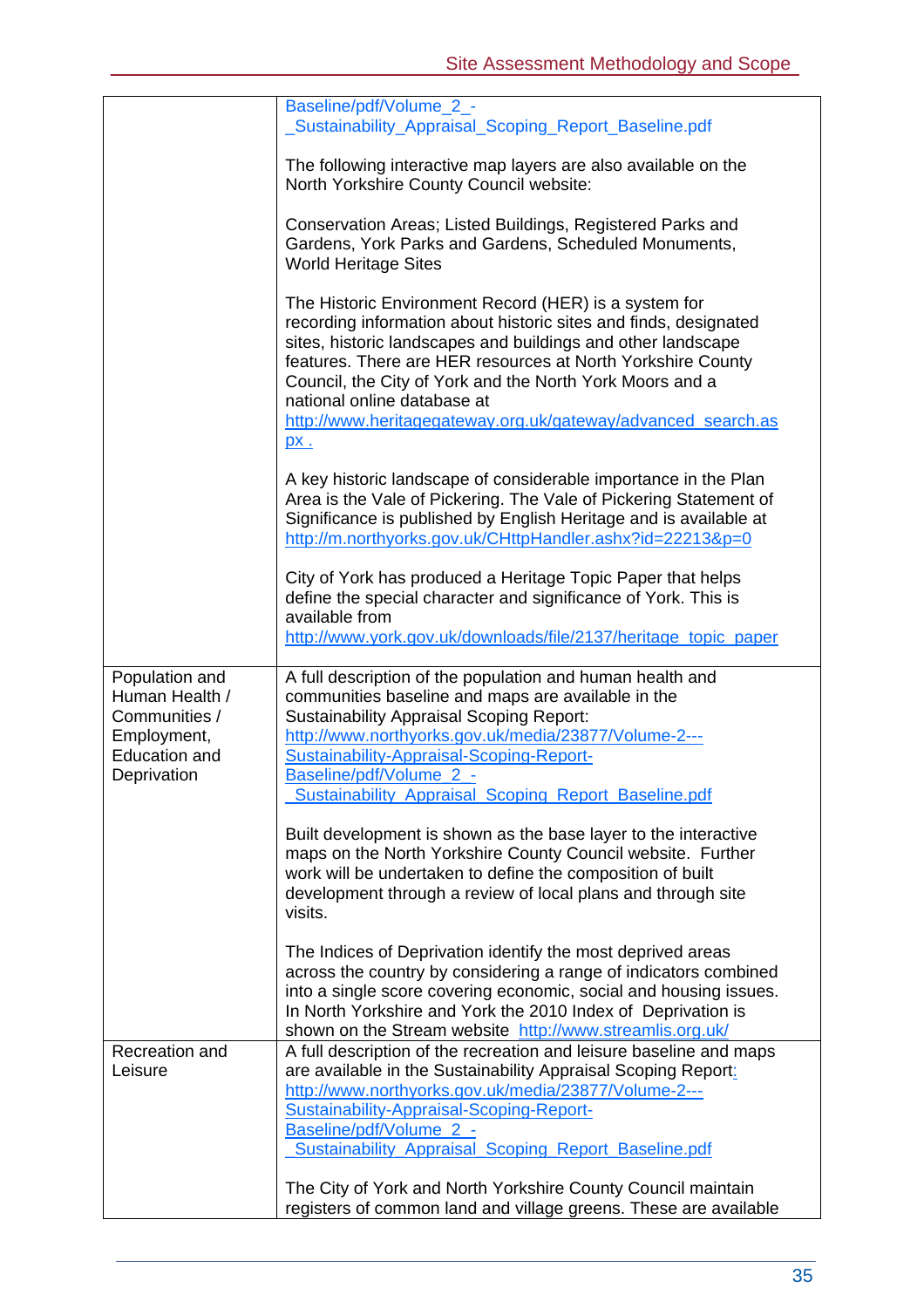| | |
|---|---|
| | Baseline/pdf/Volume_2_-_Sustainability_Appraisal_Scoping_Report_Baseline.pdf<br><br>The following interactive map layers are also available on the North Yorkshire County Council website:<br><br>Conservation Areas; Listed Buildings, Registered Parks and Gardens, York Parks and Gardens, Scheduled Monuments, World Heritage Sites<br><br>The Historic Environment Record (HER) is a system for recording information about historic sites and finds, designated sites, historic landscapes and buildings and other landscape features. There are HER resources at North Yorkshire County Council, the City of York and the North York Moors and a national online database at http://www.heritagegateway.org.uk/gateway/advanced_search.aspx .<br><br>A key historic landscape of considerable importance in the Plan Area is the Vale of Pickering. The Vale of Pickering Statement of Significance is published by English Heritage and is available at http://m.northyorks.gov.uk/CHttpHandler.ashx?id=22213&p=0<br><br>City of York has produced a Heritage Topic Paper that helps define the special character and significance of York. This is available from http://www.york.gov.uk/downloads/file/2137/heritage_topic_paper |
| Population and Human Health / Communities / Employment, Education and Deprivation | A full description of the population and human health and communities baseline and maps are available in the Sustainability Appraisal Scoping Report: http://www.northyorks.gov.uk/media/23877/Volume-2---Sustainability-Appraisal-Scoping-Report-Baseline/pdf/Volume_2_-_Sustainability_Appraisal_Scoping_Report_Baseline.pdf<br><br>Built development is shown as the base layer to the interactive maps on the North Yorkshire County Council website. Further work will be undertaken to define the composition of built development through a review of local plans and through site visits.<br><br>The Indices of Deprivation identify the most deprived areas across the country by considering a range of indicators combined into a single score covering economic, social and housing issues. In North Yorkshire and York the 2010 Index of Deprivation is shown on the Stream website http://www.streamlis.org.uk/ |
| Recreation and Leisure | A full description of the recreation and leisure baseline and maps are available in the Sustainability Appraisal Scoping Report: http://www.northyorks.gov.uk/media/23877/Volume-2---Sustainability-Appraisal-Scoping-Report-Baseline/pdf/Volume_2_-_Sustainability_Appraisal_Scoping_Report_Baseline.pdf<br><br>The City of York and North Yorkshire County Council maintain registers of common land and village greens. These are available |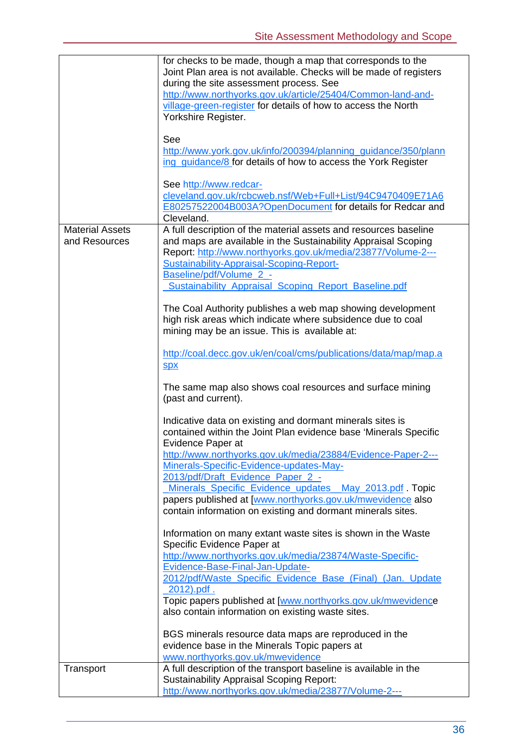| | |
|---|---|
| | for checks to be made, though a map that corresponds to the Joint Plan area is not available. Checks will be made of registers during the site assessment process. See http://www.northyorks.gov.uk/article/25404/Common-land-and-village-green-register for details of how to access the North Yorkshire Register.<br><br>See http://www.york.gov.uk/info/200394/planning_guidance/350/planning_guidance/8 for details of how to access the York Register<br><br>See http://www.redcar-cleveland.gov.uk/rcbcweb.nsf/Web+Full+List/94C9470409E71A6E80257522004B003A?OpenDocument for details for Redcar and Cleveland. |
| Material Assets and Resources | A full description of the material assets and resources baseline and maps are available in the Sustainability Appraisal Scoping Report: http://www.northyorks.gov.uk/media/23877/Volume-2---Sustainability-Appraisal-Scoping-Report-Baseline/pdf/Volume_2_-_Sustainability_Appraisal_Scoping_Report_Baseline.pdf<br><br>The Coal Authority publishes a web map showing development high risk areas which indicate where subsidence due to coal mining may be an issue. This is available at:<br><br>http://coal.decc.gov.uk/en/coal/cms/publications/data/map/map.aspx<br><br>The same map also shows coal resources and surface mining (past and current).<br><br>Indicative data on existing and dormant minerals sites is contained within the Joint Plan evidence base 'Minerals Specific Evidence Paper at http://www.northyorks.gov.uk/media/23884/Evidence-Paper-2---Minerals-Specific-Evidence-updates-May-2013/pdf/Draft_Evidence_Paper_2_-_Minerals_Specific_Evidence_updates__May_2013.pdf . Topic papers published at [www.northyorks.gov.uk/mwevidence also contain information on existing and dormant minerals sites.<br><br>Information on many extant waste sites is shown in the Waste Specific Evidence Paper at http://www.northyorks.gov.uk/media/23874/Waste-Specific-Evidence-Base-Final-Jan-Update-2012/pdf/Waste_Specific_Evidence_Base_(Final)_(Jan._Update_2012).pdf .<br>Topic papers published at [www.northyorks.gov.uk/mwevidence also contain information on existing waste sites.<br><br>BGS minerals resource data maps are reproduced in the evidence base in the Minerals Topic papers at www.northyorks.gov.uk/mwevidence |
| Transport | A full description of the transport baseline is available in the Sustainability Appraisal Scoping Report: http://www.northyorks.gov.uk/media/23877/Volume-2--- |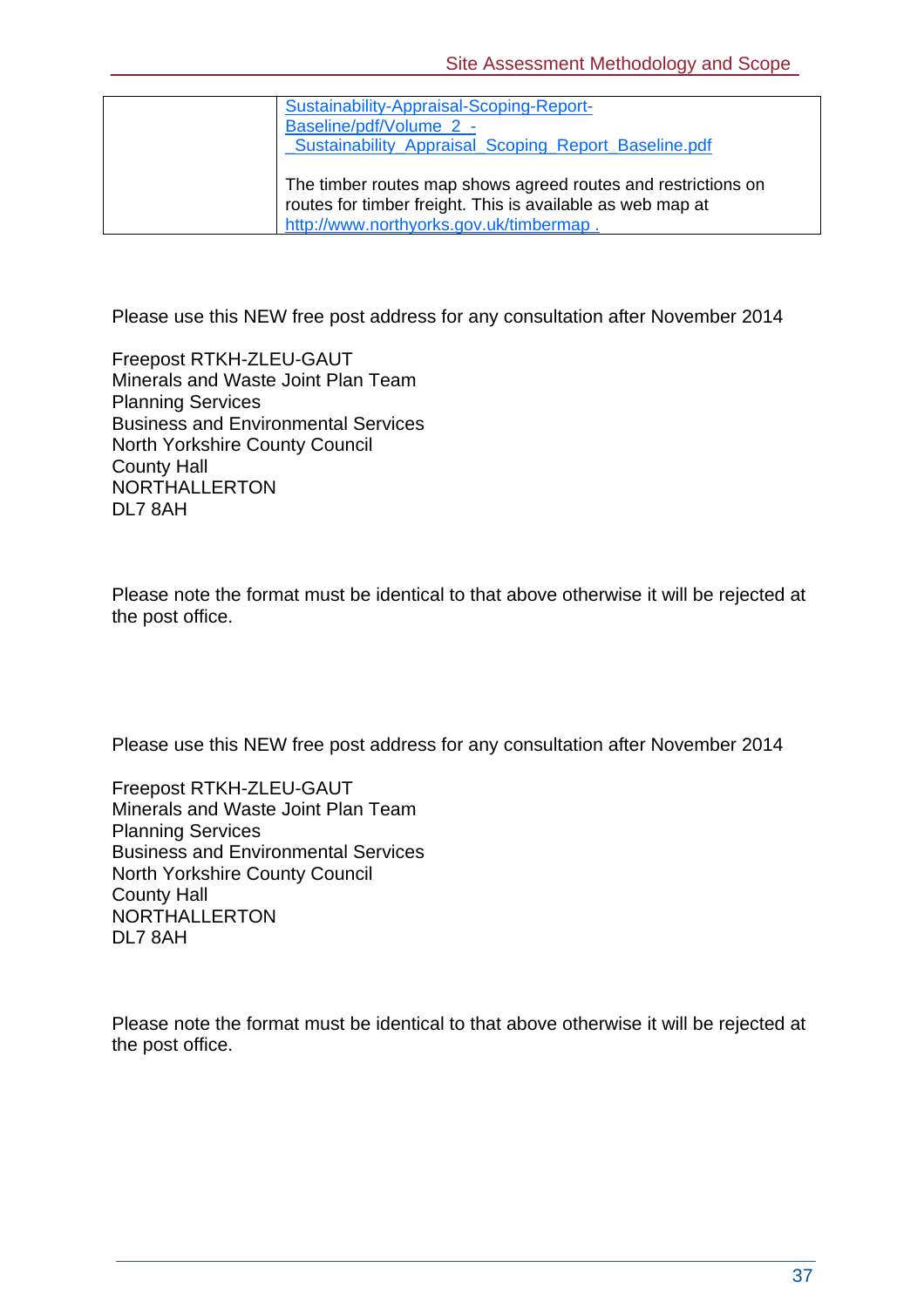| | |
|---|---|
| | Sustainability-Appraisal-Scoping-Report-Baseline/pdf/Volume_2_-_Sustainability_Appraisal_Scoping_Report_Baseline.pdf<br><br>The timber routes map shows agreed routes and restrictions on routes for timber freight. This is available as web map at http://www.northyorks.gov.uk/timbermap . |

Please use this NEW free post address for any consultation after November 2014

Freepost RTKH-ZLEU-GAUT
Minerals and Waste Joint Plan Team
Planning Services
Business and Environmental Services
North Yorkshire County Council
County Hall
NORTHALLERTON
DL7 8AH

Please note the format must be identical to that above otherwise it will be rejected at the post office.

Please use this NEW free post address for any consultation after November 2014

Freepost RTKH-ZLEU-GAUT
Minerals and Waste Joint Plan Team
Planning Services
Business and Environmental Services
North Yorkshire County Council
County Hall
NORTHALLERTON
DL7 8AH

Please note the format must be identical to that above otherwise it will be rejected at the post office.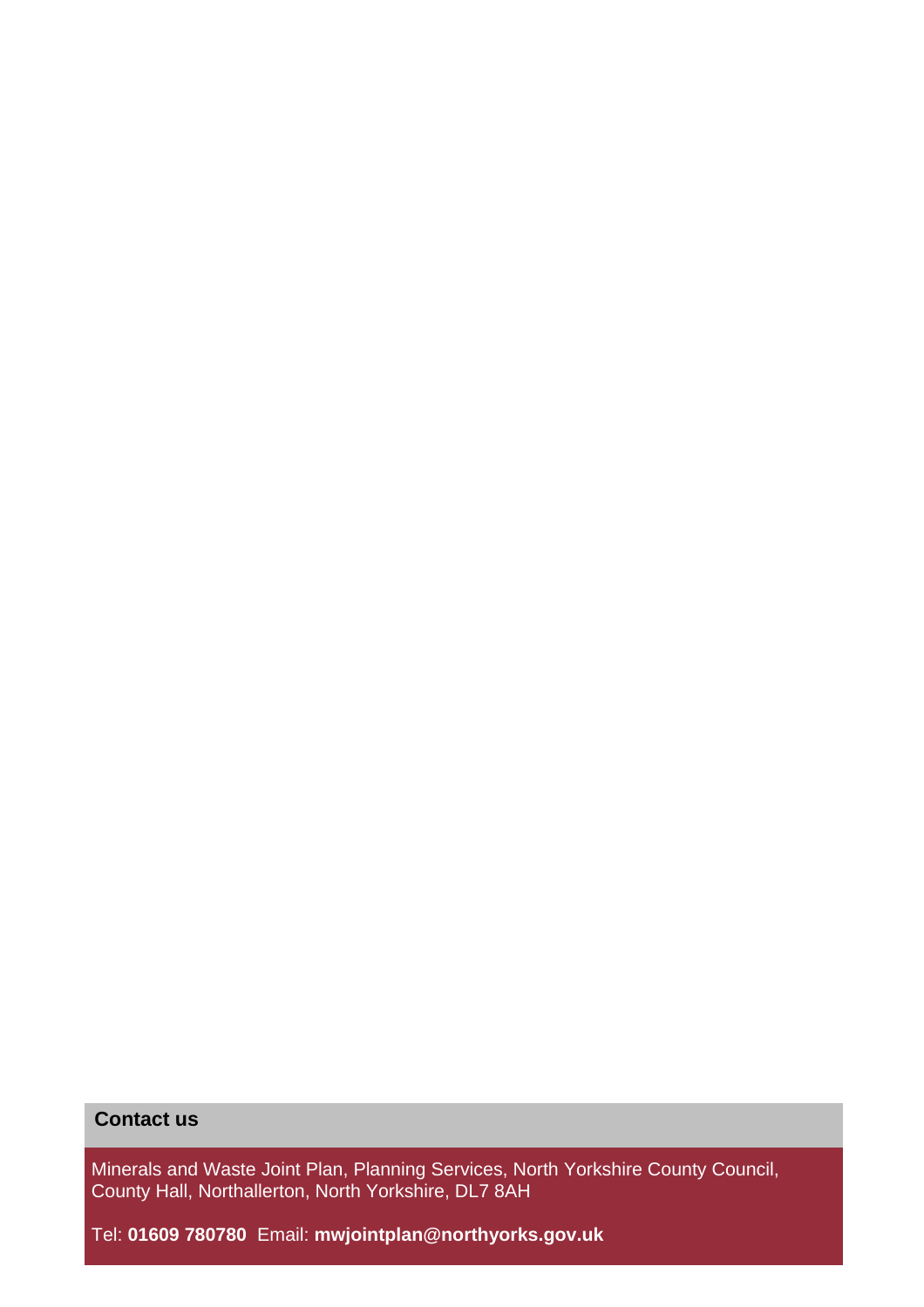**Contact us**

Minerals and Waste Joint Plan, Planning Services, North Yorkshire County Council, County Hall, Northallerton, North Yorkshire, DL7 8AH

Tel: **01609 780780** Email: **mwjointplan@northyorks.gov.uk**